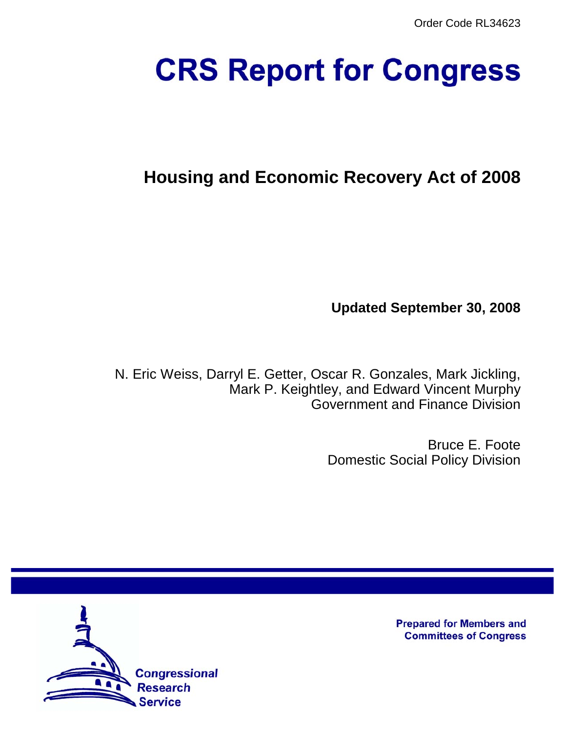Order Code RL34623

# CRS Report for Congress

## Housing and Economic Recovery Act of 2008

**Updated September 30, 2008**

N. Eric Weiss, Darryl E. Getter, Oscar R. Gonzales, Mark Jickling, Mark P. Keightley, and Edward Vincent Murphy
Government and Finance Division

Bruce E. Foote
Domestic Social Policy Division

Prepared for Members and Committees of Congress

Congressional Research Service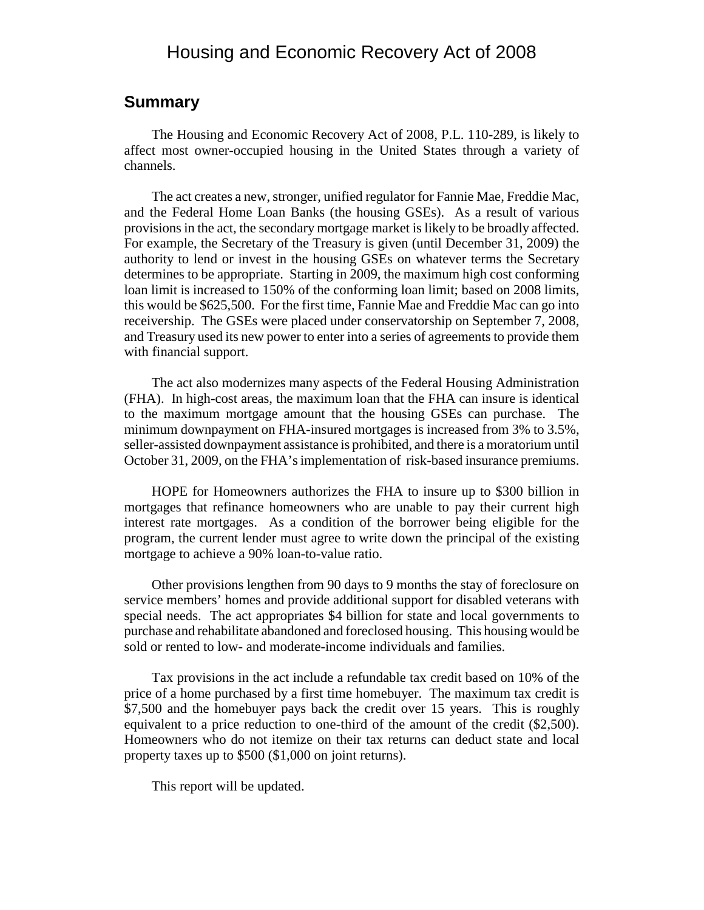# Housing and Economic Recovery Act of 2008

## Summary

The Housing and Economic Recovery Act of 2008, P.L. 110-289, is likely to affect most owner-occupied housing in the United States through a variety of channels.

The act creates a new, stronger, unified regulator for Fannie Mae, Freddie Mac, and the Federal Home Loan Banks (the housing GSEs). As a result of various provisions in the act, the secondary mortgage market is likely to be broadly affected. For example, the Secretary of the Treasury is given (until December 31, 2009) the authority to lend or invest in the housing GSEs on whatever terms the Secretary determines to be appropriate. Starting in 2009, the maximum high cost conforming loan limit is increased to 150% of the conforming loan limit; based on 2008 limits, this would be $625,500. For the first time, Fannie Mae and Freddie Mac can go into receivership. The GSEs were placed under conservatorship on September 7, 2008, and Treasury used its new power to enter into a series of agreements to provide them with financial support.

The act also modernizes many aspects of the Federal Housing Administration (FHA). In high-cost areas, the maximum loan that the FHA can insure is identical to the maximum mortgage amount that the housing GSEs can purchase. The minimum downpayment on FHA-insured mortgages is increased from 3% to 3.5%, seller-assisted downpayment assistance is prohibited, and there is a moratorium until October 31, 2009, on the FHA's implementation of risk-based insurance premiums.

HOPE for Homeowners authorizes the FHA to insure up to $300 billion in mortgages that refinance homeowners who are unable to pay their current high interest rate mortgages. As a condition of the borrower being eligible for the program, the current lender must agree to write down the principal of the existing mortgage to achieve a 90% loan-to-value ratio.

Other provisions lengthen from 90 days to 9 months the stay of foreclosure on service members' homes and provide additional support for disabled veterans with special needs. The act appropriates $4 billion for state and local governments to purchase and rehabilitate abandoned and foreclosed housing. This housing would be sold or rented to low- and moderate-income individuals and families.

Tax provisions in the act include a refundable tax credit based on 10% of the price of a home purchased by a first time homebuyer. The maximum tax credit is $7,500 and the homebuyer pays back the credit over 15 years. This is roughly equivalent to a price reduction to one-third of the amount of the credit ($2,500). Homeowners who do not itemize on their tax returns can deduct state and local property taxes up to $500 ($1,000 on joint returns).

This report will be updated.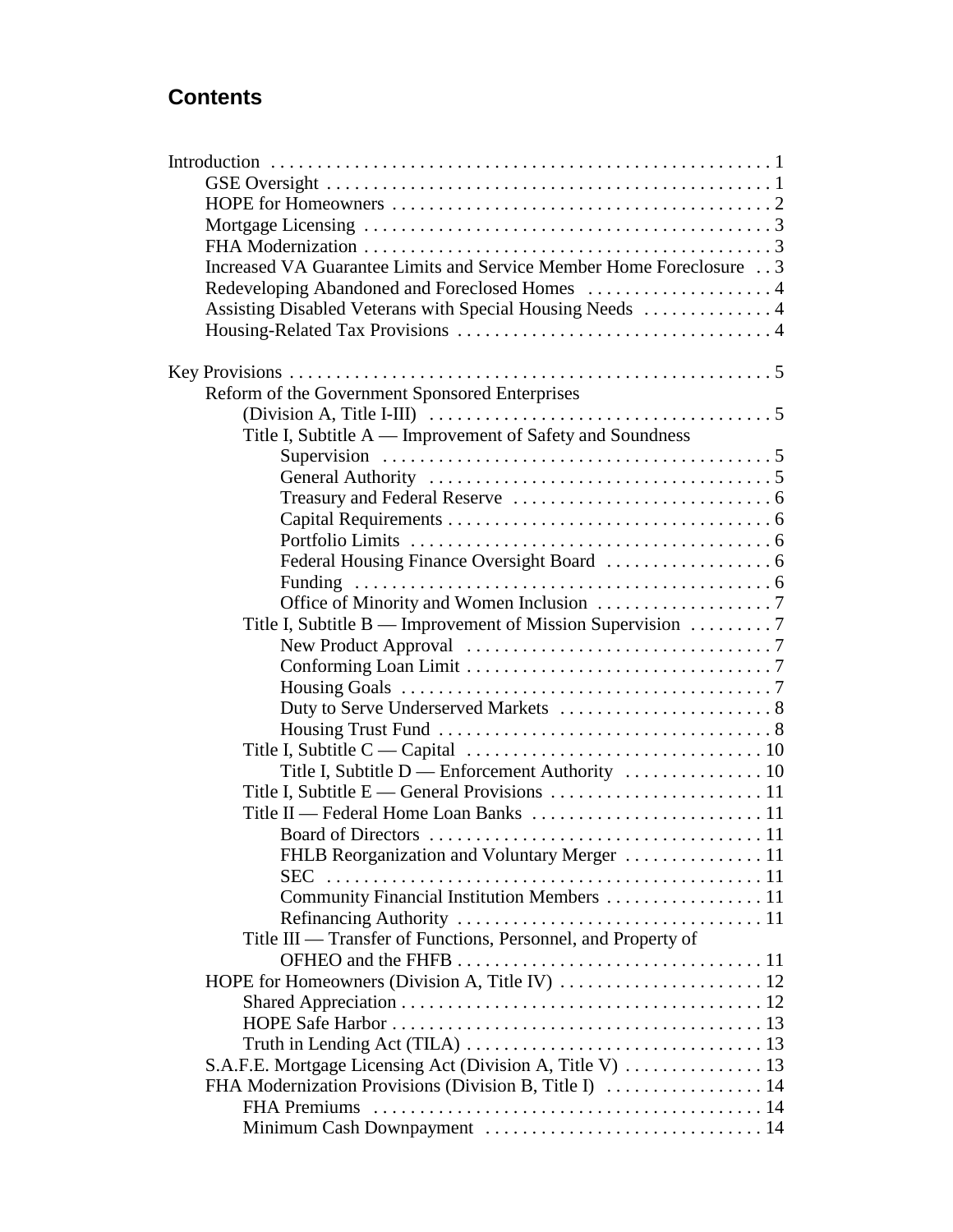## Contents

- Introduction ... 1
  - GSE Oversight ... 1
  - HOPE for Homeowners ... 2
  - Mortgage Licensing ... 3
  - FHA Modernization ... 3
  - Increased VA Guarantee Limits and Service Member Home Foreclosure ... 3
  - Redeveloping Abandoned and Foreclosed Homes ... 4
  - Assisting Disabled Veterans with Special Housing Needs ... 4
  - Housing-Related Tax Provisions ... 4
- Key Provisions ... 5
  - Reform of the Government Sponsored Enterprises (Division A, Title I-III) ... 5
    - Title I, Subtitle A — Improvement of Safety and Soundness Supervision ... 5
      - General Authority ... 5
      - Treasury and Federal Reserve ... 6
      - Capital Requirements ... 6
      - Portfolio Limits ... 6
      - Federal Housing Finance Oversight Board ... 6
      - Funding ... 6
      - Office of Minority and Women Inclusion ... 7
    - Title I, Subtitle B — Improvement of Mission Supervision ... 7
      - New Product Approval ... 7
      - Conforming Loan Limit ... 7
      - Housing Goals ... 7
      - Duty to Serve Underserved Markets ... 8
      - Housing Trust Fund ... 8
    - Title I, Subtitle C — Capital ... 10
      - Title I, Subtitle D — Enforcement Authority ... 10
    - Title I, Subtitle E — General Provisions ... 11
    - Title II — Federal Home Loan Banks ... 11
      - Board of Directors ... 11
      - FHLB Reorganization and Voluntary Merger ... 11
      - SEC ... 11
      - Community Financial Institution Members ... 11
      - Refinancing Authority ... 11
    - Title III — Transfer of Functions, Personnel, and Property of OFHEO and the FHFB ... 11
  - HOPE for Homeowners (Division A, Title IV) ... 12
    - Shared Appreciation ... 12
    - HOPE Safe Harbor ... 13
    - Truth in Lending Act (TILA) ... 13
  - S.A.F.E. Mortgage Licensing Act (Division A, Title V) ... 13
  - FHA Modernization Provisions (Division B, Title I) ... 14
    - FHA Premiums ... 14
    - Minimum Cash Downpayment ... 14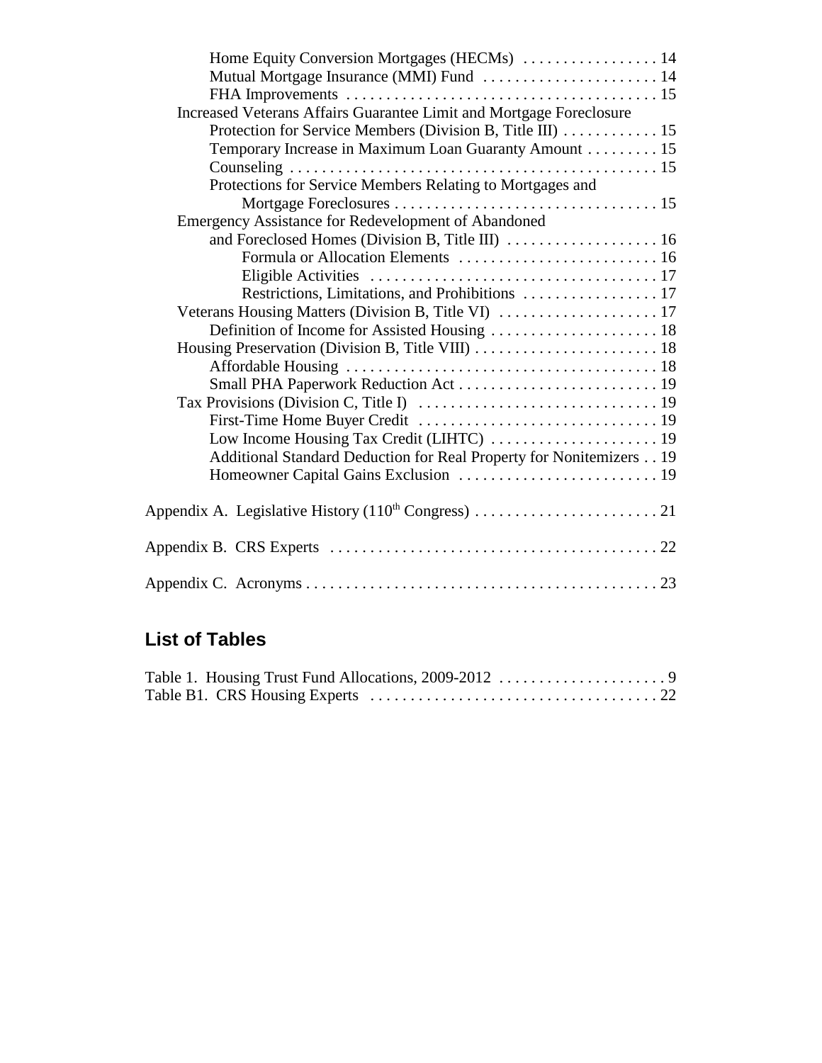Home Equity Conversion Mortgages (HECMs) . . . . . . . . . . . . . . . . . 14
Mutual Mortgage Insurance (MMI) Fund . . . . . . . . . . . . . . . . . . . . . . 14
FHA Improvements . . . . . . . . . . . . . . . . . . . . . . . . . . . . . . . . . . . . . . 15
Increased Veterans Affairs Guarantee Limit and Mortgage Foreclosure Protection for Service Members (Division B, Title III) . . . . . . . . . . . . 15
Temporary Increase in Maximum Loan Guaranty Amount . . . . . . . . . 15
Counseling . . . . . . . . . . . . . . . . . . . . . . . . . . . . . . . . . . . . . . . . . . . . . 15
Protections for Service Members Relating to Mortgages and Mortgage Foreclosures . . . . . . . . . . . . . . . . . . . . . . . . . . . . . . . . . 15
Emergency Assistance for Redevelopment of Abandoned and Foreclosed Homes (Division B, Title III) . . . . . . . . . . . . . . . . . . . 16
Formula or Allocation Elements . . . . . . . . . . . . . . . . . . . . . . . . . 16
Eligible Activities . . . . . . . . . . . . . . . . . . . . . . . . . . . . . . . . . . . . 17
Restrictions, Limitations, and Prohibitions . . . . . . . . . . . . . . . . . 17
Veterans Housing Matters (Division B, Title VI) . . . . . . . . . . . . . . . . . . . . 17
Definition of Income for Assisted Housing . . . . . . . . . . . . . . . . . . . . . 18
Housing Preservation (Division B, Title VIII) . . . . . . . . . . . . . . . . . . . . . . . 18
Affordable Housing . . . . . . . . . . . . . . . . . . . . . . . . . . . . . . . . . . . . . . . 18
Small PHA Paperwork Reduction Act . . . . . . . . . . . . . . . . . . . . . . . . . 19
Tax Provisions (Division C, Title I) . . . . . . . . . . . . . . . . . . . . . . . . . . . . . . 19
First-Time Home Buyer Credit . . . . . . . . . . . . . . . . . . . . . . . . . . . . . . 19
Low Income Housing Tax Credit (LIHTC) . . . . . . . . . . . . . . . . . . . . . 19
Additional Standard Deduction for Real Property for Nonitemizers . . 19
Homeowner Capital Gains Exclusion . . . . . . . . . . . . . . . . . . . . . . . . . 19

Appendix A. Legislative History (110th Congress) . . . . . . . . . . . . . . . . . . . . . . . 21

Appendix B. CRS Experts . . . . . . . . . . . . . . . . . . . . . . . . . . . . . . . . . . . . . . . . . 22

Appendix C. Acronyms . . . . . . . . . . . . . . . . . . . . . . . . . . . . . . . . . . . . . . . . . . . . 23

## List of Tables

Table 1. Housing Trust Fund Allocations, 2009-2012 . . . . . . . . . . . . . . . . . . . . . 9
Table B1. CRS Housing Experts . . . . . . . . . . . . . . . . . . . . . . . . . . . . . . . . . . . . 22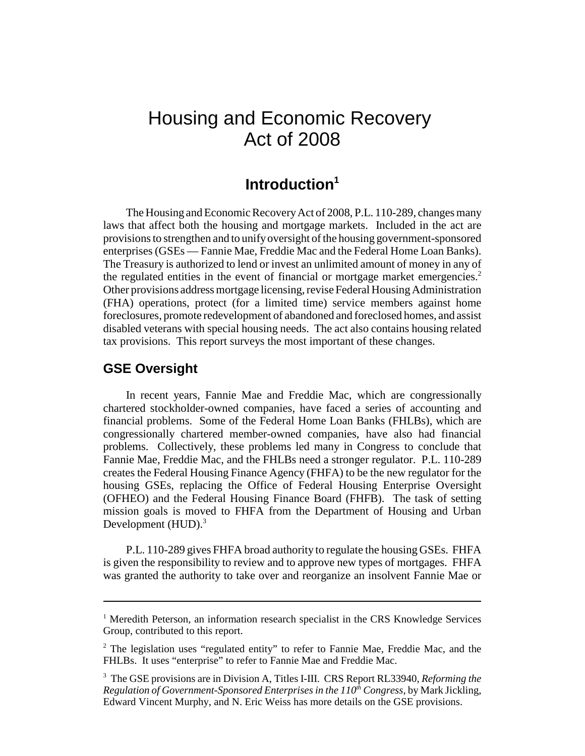# Housing and Economic Recovery Act of 2008

## Introduction[1]

The Housing and Economic Recovery Act of 2008, P.L. 110-289, changes many laws that affect both the housing and mortgage markets. Included in the act are provisions to strengthen and to unify oversight of the housing government-sponsored enterprises (GSEs — Fannie Mae, Freddie Mac and the Federal Home Loan Banks). The Treasury is authorized to lend or invest an unlimited amount of money in any of the regulated entities in the event of financial or mortgage market emergencies.[2] Other provisions address mortgage licensing, revise Federal Housing Administration (FHA) operations, protect (for a limited time) service members against home foreclosures, promote redevelopment of abandoned and foreclosed homes, and assist disabled veterans with special housing needs. The act also contains housing related tax provisions. This report surveys the most important of these changes.

### GSE Oversight

In recent years, Fannie Mae and Freddie Mac, which are congressionally chartered stockholder-owned companies, have faced a series of accounting and financial problems. Some of the Federal Home Loan Banks (FHLBs), which are congressionally chartered member-owned companies, have also had financial problems. Collectively, these problems led many in Congress to conclude that Fannie Mae, Freddie Mac, and the FHLBs need a stronger regulator. P.L. 110-289 creates the Federal Housing Finance Agency (FHFA) to be the new regulator for the housing GSEs, replacing the Office of Federal Housing Enterprise Oversight (OFHEO) and the Federal Housing Finance Board (FHFB). The task of setting mission goals is moved to FHFA from the Department of Housing and Urban Development (HUD).[3]

P.L. 110-289 gives FHFA broad authority to regulate the housing GSEs. FHFA is given the responsibility to review and to approve new types of mortgages. FHFA was granted the authority to take over and reorganize an insolvent Fannie Mae or

---

[1] Meredith Peterson, an information research specialist in the CRS Knowledge Services Group, contributed to this report.

[2] The legislation uses "regulated entity" to refer to Fannie Mae, Freddie Mac, and the FHLBs. It uses "enterprise" to refer to Fannie Mae and Freddie Mac.

[3] The GSE provisions are in Division A, Titles I-III. CRS Report RL33940, *Reforming the Regulation of Government-Sponsored Enterprises in the 110th Congress*, by Mark Jickling, Edward Vincent Murphy, and N. Eric Weiss has more details on the GSE provisions.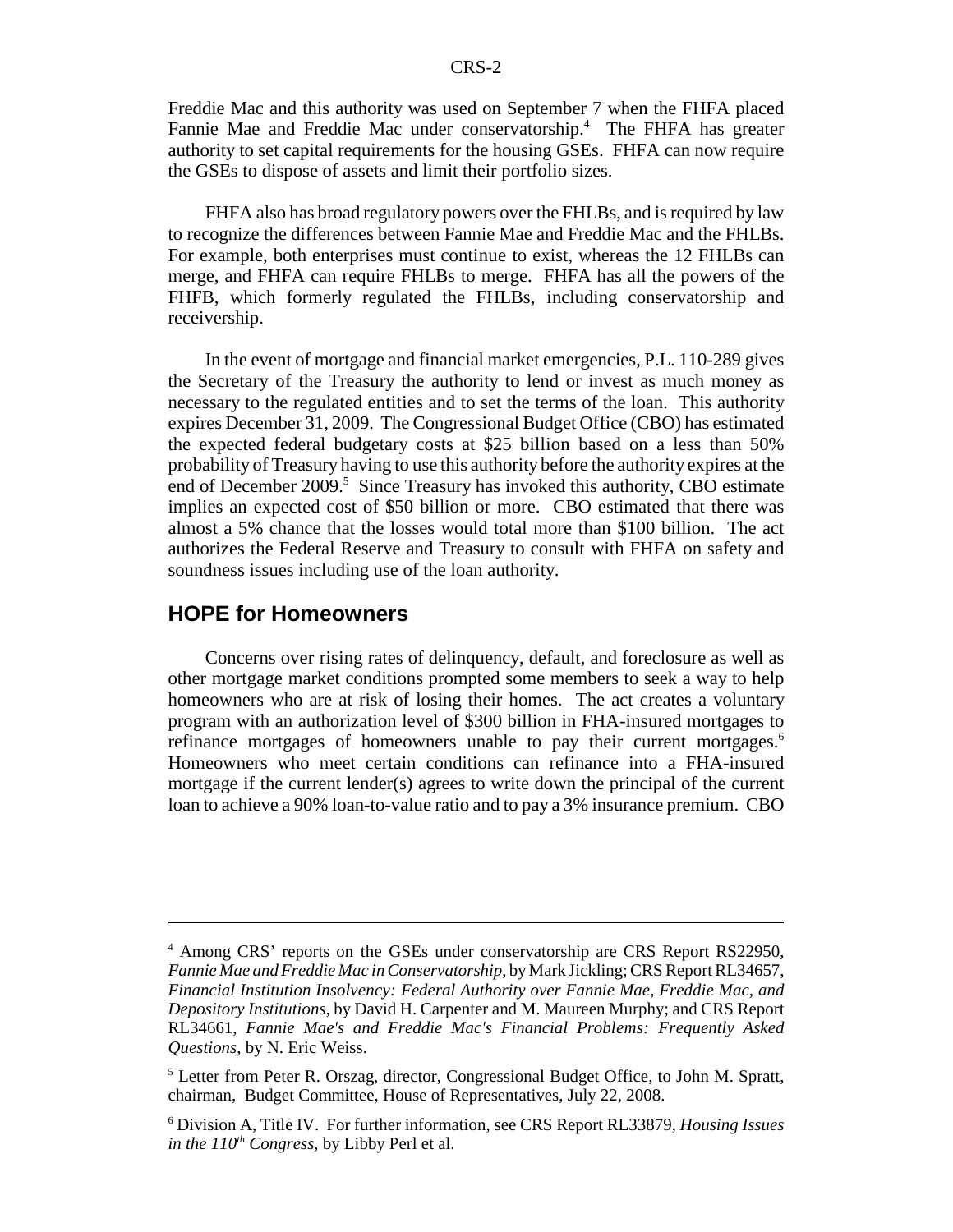Freddie Mac and this authority was used on September 7 when the FHFA placed Fannie Mae and Freddie Mac under conservatorship.[4] The FHFA has greater authority to set capital requirements for the housing GSEs. FHFA can now require the GSEs to dispose of assets and limit their portfolio sizes.

FHFA also has broad regulatory powers over the FHLBs, and is required by law to recognize the differences between Fannie Mae and Freddie Mac and the FHLBs. For example, both enterprises must continue to exist, whereas the 12 FHLBs can merge, and FHFA can require FHLBs to merge. FHFA has all the powers of the FHFB, which formerly regulated the FHLBs, including conservatorship and receivership.

In the event of mortgage and financial market emergencies, P.L. 110-289 gives the Secretary of the Treasury the authority to lend or invest as much money as necessary to the regulated entities and to set the terms of the loan. This authority expires December 31, 2009. The Congressional Budget Office (CBO) has estimated the expected federal budgetary costs at $25 billion based on a less than 50% probability of Treasury having to use this authority before the authority expires at the end of December 2009.[5] Since Treasury has invoked this authority, CBO estimate implies an expected cost of $50 billion or more. CBO estimated that there was almost a 5% chance that the losses would total more than $100 billion. The act authorizes the Federal Reserve and Treasury to consult with FHFA on safety and soundness issues including use of the loan authority.

## HOPE for Homeowners

Concerns over rising rates of delinquency, default, and foreclosure as well as other mortgage market conditions prompted some members to seek a way to help homeowners who are at risk of losing their homes. The act creates a voluntary program with an authorization level of $300 billion in FHA-insured mortgages to refinance mortgages of homeowners unable to pay their current mortgages.[6] Homeowners who meet certain conditions can refinance into a FHA-insured mortgage if the current lender(s) agrees to write down the principal of the current loan to achieve a 90% loan-to-value ratio and to pay a 3% insurance premium. CBO

---

[4] Among CRS' reports on the GSEs under conservatorship are CRS Report RS22950, *Fannie Mae and Freddie Mac in Conservatorship*, by Mark Jickling; CRS Report RL34657, *Financial Institution Insolvency: Federal Authority over Fannie Mae, Freddie Mac, and Depository Institutions*, by David H. Carpenter and M. Maureen Murphy; and CRS Report RL34661, *Fannie Mae's and Freddie Mac's Financial Problems: Frequently Asked Questions*, by N. Eric Weiss.

[5] Letter from Peter R. Orszag, director, Congressional Budget Office, to John M. Spratt, chairman, Budget Committee, House of Representatives, July 22, 2008.

[6] Division A, Title IV. For further information, see CRS Report RL33879, *Housing Issues in the 110th Congress*, by Libby Perl et al.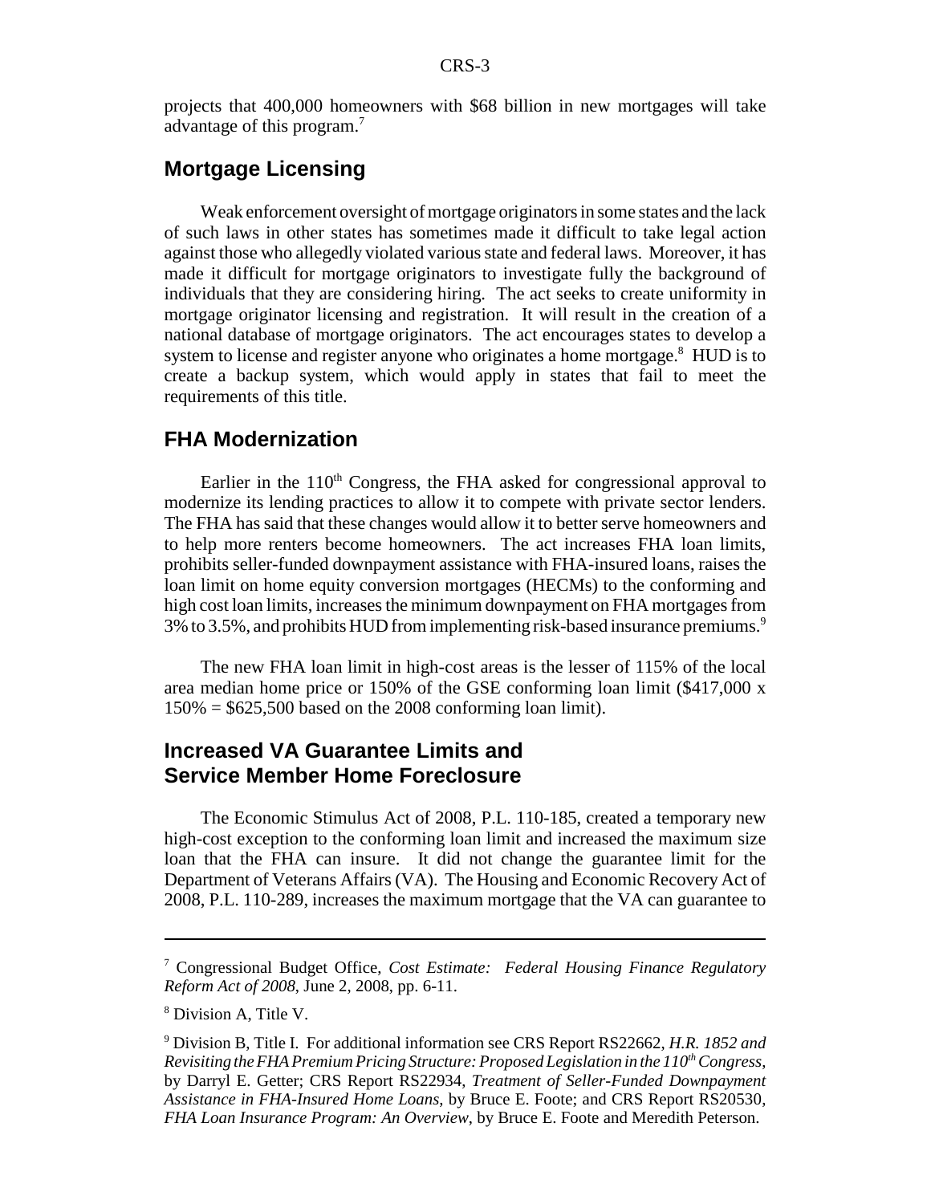projects that 400,000 homeowners with \$68 billion in new mortgages will take advantage of this program.[7]

## Mortgage Licensing

Weak enforcement oversight of mortgage originators in some states and the lack of such laws in other states has sometimes made it difficult to take legal action against those who allegedly violated various state and federal laws. Moreover, it has made it difficult for mortgage originators to investigate fully the background of individuals that they are considering hiring. The act seeks to create uniformity in mortgage originator licensing and registration. It will result in the creation of a national database of mortgage originators. The act encourages states to develop a system to license and register anyone who originates a home mortgage.[8] HUD is to create a backup system, which would apply in states that fail to meet the requirements of this title.

## FHA Modernization

Earlier in the 110th Congress, the FHA asked for congressional approval to modernize its lending practices to allow it to compete with private sector lenders. The FHA has said that these changes would allow it to better serve homeowners and to help more renters become homeowners. The act increases FHA loan limits, prohibits seller-funded downpayment assistance with FHA-insured loans, raises the loan limit on home equity conversion mortgages (HECMs) to the conforming and high cost loan limits, increases the minimum downpayment on FHA mortgages from 3% to 3.5%, and prohibits HUD from implementing risk-based insurance premiums.[9]

The new FHA loan limit in high-cost areas is the lesser of 115% of the local area median home price or 150% of the GSE conforming loan limit (\$417,000 x 150% = \$625,500 based on the 2008 conforming loan limit).

## Increased VA Guarantee Limits and Service Member Home Foreclosure

The Economic Stimulus Act of 2008, P.L. 110-185, created a temporary new high-cost exception to the conforming loan limit and increased the maximum size loan that the FHA can insure. It did not change the guarantee limit for the Department of Veterans Affairs (VA). The Housing and Economic Recovery Act of 2008, P.L. 110-289, increases the maximum mortgage that the VA can guarantee to

---

[7] Congressional Budget Office, *Cost Estimate: Federal Housing Finance Regulatory Reform Act of 2008*, June 2, 2008, pp. 6-11.

[8] Division A, Title V.

[9] Division B, Title I. For additional information see CRS Report RS22662, *H.R. 1852 and Revisiting the FHA Premium Pricing Structure: Proposed Legislation in the 110th Congress*, by Darryl E. Getter; CRS Report RS22934, *Treatment of Seller-Funded Downpayment Assistance in FHA-Insured Home Loans*, by Bruce E. Foote; and CRS Report RS20530, *FHA Loan Insurance Program: An Overview*, by Bruce E. Foote and Meredith Peterson.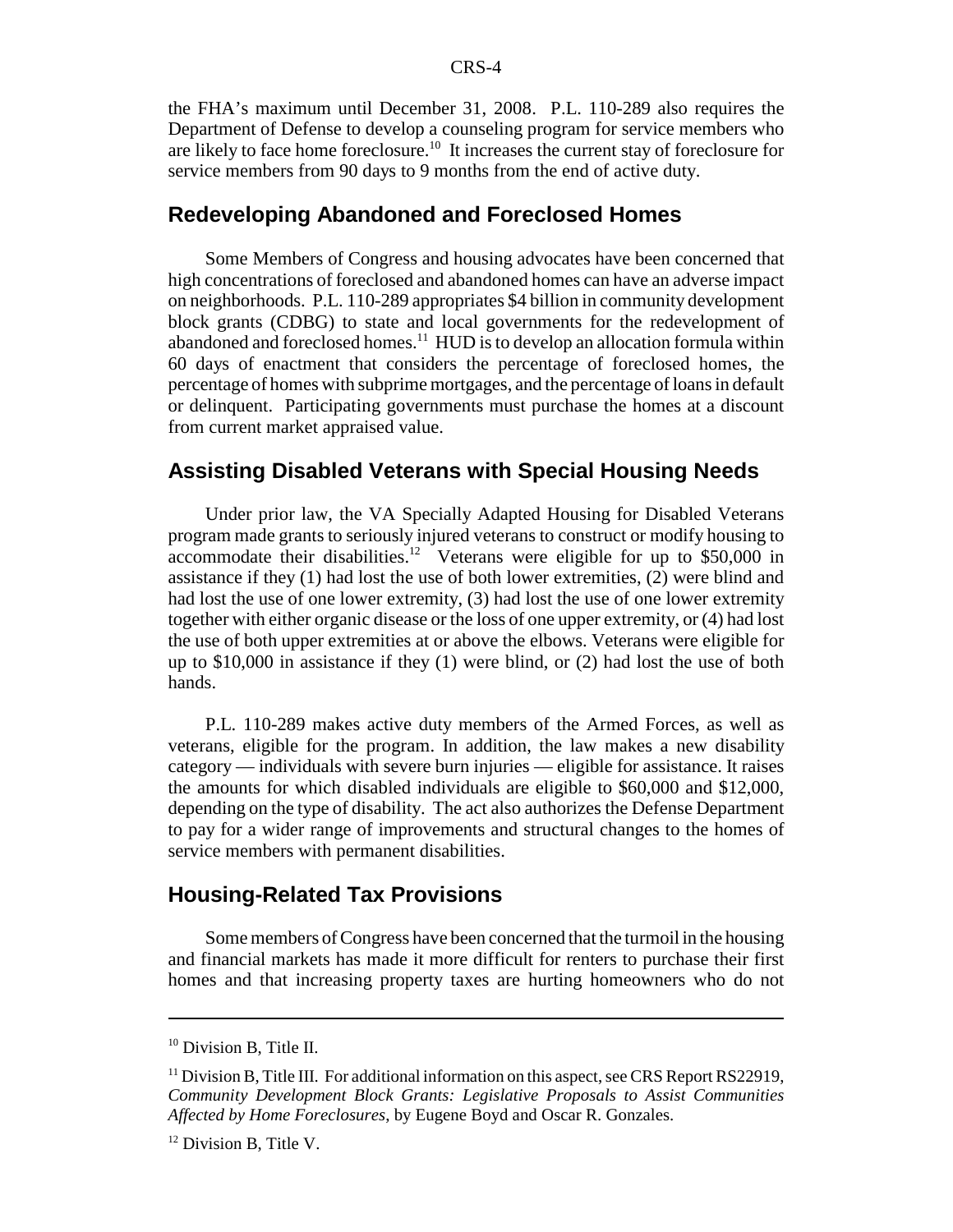the FHA's maximum until December 31, 2008. P.L. 110-289 also requires the Department of Defense to develop a counseling program for service members who are likely to face home foreclosure.[10] It increases the current stay of foreclosure for service members from 90 days to 9 months from the end of active duty.

## Redeveloping Abandoned and Foreclosed Homes

Some Members of Congress and housing advocates have been concerned that high concentrations of foreclosed and abandoned homes can have an adverse impact on neighborhoods. P.L. 110-289 appropriates $4 billion in community development block grants (CDBG) to state and local governments for the redevelopment of abandoned and foreclosed homes.[11] HUD is to develop an allocation formula within 60 days of enactment that considers the percentage of foreclosed homes, the percentage of homes with subprime mortgages, and the percentage of loans in default or delinquent. Participating governments must purchase the homes at a discount from current market appraised value.

## Assisting Disabled Veterans with Special Housing Needs

Under prior law, the VA Specially Adapted Housing for Disabled Veterans program made grants to seriously injured veterans to construct or modify housing to accommodate their disabilities.[12] Veterans were eligible for up to $50,000 in assistance if they (1) had lost the use of both lower extremities, (2) were blind and had lost the use of one lower extremity, (3) had lost the use of one lower extremity together with either organic disease or the loss of one upper extremity, or (4) had lost the use of both upper extremities at or above the elbows. Veterans were eligible for up to $10,000 in assistance if they (1) were blind, or (2) had lost the use of both hands.

P.L. 110-289 makes active duty members of the Armed Forces, as well as veterans, eligible for the program. In addition, the law makes a new disability category — individuals with severe burn injuries — eligible for assistance. It raises the amounts for which disabled individuals are eligible to $60,000 and $12,000, depending on the type of disability. The act also authorizes the Defense Department to pay for a wider range of improvements and structural changes to the homes of service members with permanent disabilities.

## Housing-Related Tax Provisions

Some members of Congress have been concerned that the turmoil in the housing and financial markets has made it more difficult for renters to purchase their first homes and that increasing property taxes are hurting homeowners who do not

---

[10] Division B, Title II.

[11] Division B, Title III. For additional information on this aspect, see CRS Report RS22919, *Community Development Block Grants: Legislative Proposals to Assist Communities Affected by Home Foreclosures*, by Eugene Boyd and Oscar R. Gonzales.

[12] Division B, Title V.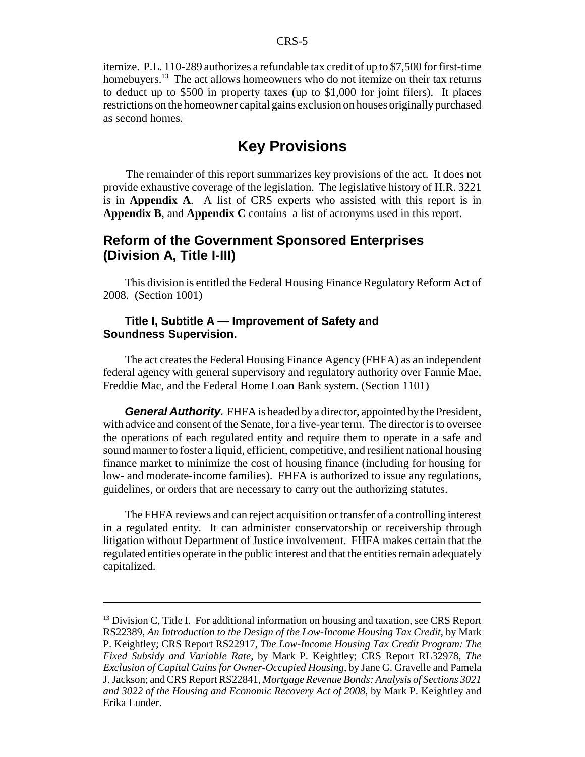itemize. P.L. 110-289 authorizes a refundable tax credit of up to $7,500 for first-time homebuyers.[13] The act allows homeowners who do not itemize on their tax returns to deduct up to $500 in property taxes (up to $1,000 for joint filers). It places restrictions on the homeowner capital gains exclusion on houses originally purchased as second homes.

# Key Provisions

The remainder of this report summarizes key provisions of the act. It does not provide exhaustive coverage of the legislation. The legislative history of H.R. 3221 is in **Appendix A**. A list of CRS experts who assisted with this report is in **Appendix B**, and **Appendix C** contains a list of acronyms used in this report.

## Reform of the Government Sponsored Enterprises (Division A, Title I-III)

This division is entitled the Federal Housing Finance Regulatory Reform Act of 2008. (Section 1001)

### Title I, Subtitle A — Improvement of Safety and Soundness Supervision.

The act creates the Federal Housing Finance Agency (FHFA) as an independent federal agency with general supervisory and regulatory authority over Fannie Mae, Freddie Mac, and the Federal Home Loan Bank system. (Section 1101)

***General Authority.*** FHFA is headed by a director, appointed by the President, with advice and consent of the Senate, for a five-year term. The director is to oversee the operations of each regulated entity and require them to operate in a safe and sound manner to foster a liquid, efficient, competitive, and resilient national housing finance market to minimize the cost of housing finance (including for housing for low- and moderate-income families). FHFA is authorized to issue any regulations, guidelines, or orders that are necessary to carry out the authorizing statutes.

The FHFA reviews and can reject acquisition or transfer of a controlling interest in a regulated entity. It can administer conservatorship or receivership through litigation without Department of Justice involvement. FHFA makes certain that the regulated entities operate in the public interest and that the entities remain adequately capitalized.

---

[13] Division C, Title I. For additional information on housing and taxation, see CRS Report RS22389, *An Introduction to the Design of the Low-Income Housing Tax Credit*, by Mark P. Keightley; CRS Report RS22917, *The Low-Income Housing Tax Credit Program: The Fixed Subsidy and Variable Rate*, by Mark P. Keightley; CRS Report RL32978, *The Exclusion of Capital Gains for Owner-Occupied Housing*, by Jane G. Gravelle and Pamela J. Jackson; and CRS Report RS22841, *Mortgage Revenue Bonds: Analysis of Sections 3021 and 3022 of the Housing and Economic Recovery Act of 2008*, by Mark P. Keightley and Erika Lunder.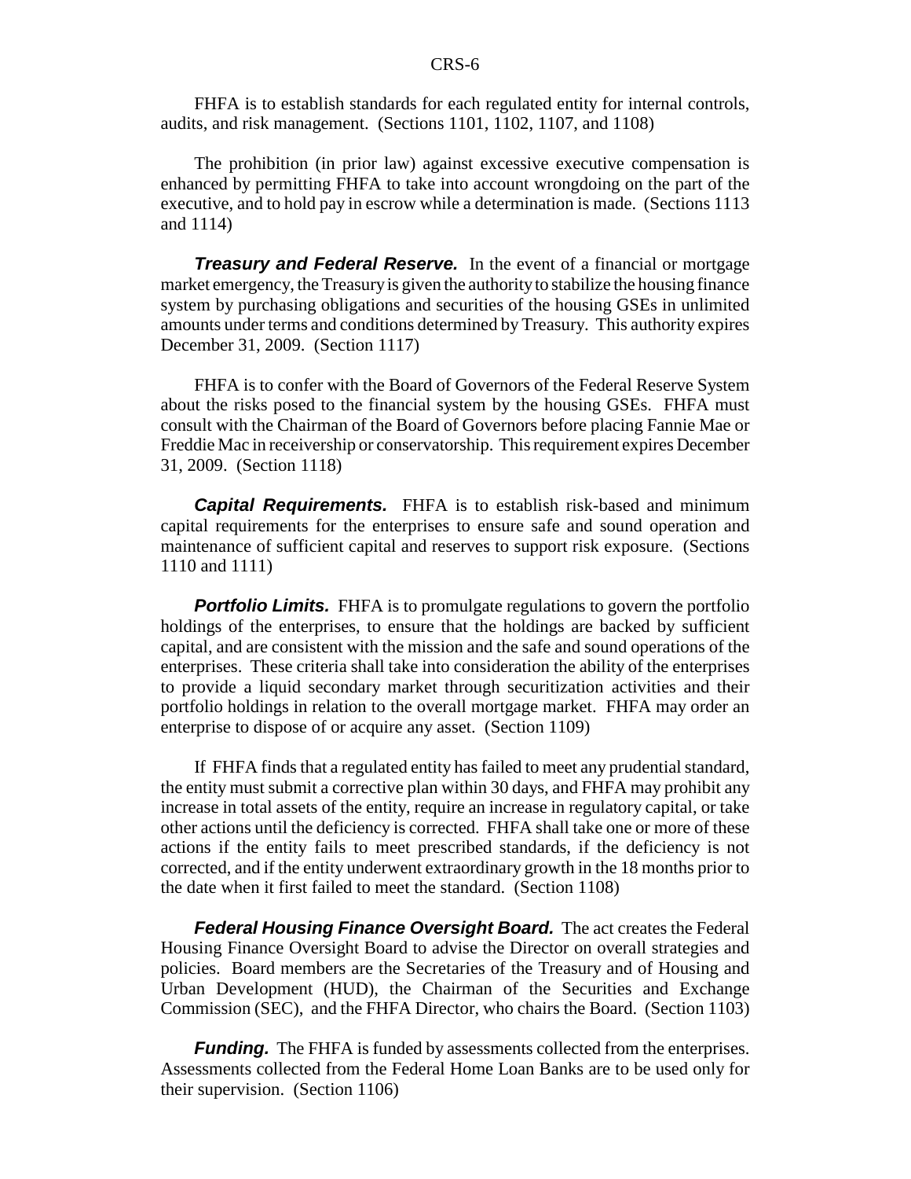FHFA is to establish standards for each regulated entity for internal controls, audits, and risk management. (Sections 1101, 1102, 1107, and 1108)

The prohibition (in prior law) against excessive executive compensation is enhanced by permitting FHFA to take into account wrongdoing on the part of the executive, and to hold pay in escrow while a determination is made. (Sections 1113 and 1114)

***Treasury and Federal Reserve.*** In the event of a financial or mortgage market emergency, the Treasury is given the authority to stabilize the housing finance system by purchasing obligations and securities of the housing GSEs in unlimited amounts under terms and conditions determined by Treasury. This authority expires December 31, 2009. (Section 1117)

FHFA is to confer with the Board of Governors of the Federal Reserve System about the risks posed to the financial system by the housing GSEs. FHFA must consult with the Chairman of the Board of Governors before placing Fannie Mae or Freddie Mac in receivership or conservatorship. This requirement expires December 31, 2009. (Section 1118)

***Capital Requirements.*** FHFA is to establish risk-based and minimum capital requirements for the enterprises to ensure safe and sound operation and maintenance of sufficient capital and reserves to support risk exposure. (Sections 1110 and 1111)

***Portfolio Limits.*** FHFA is to promulgate regulations to govern the portfolio holdings of the enterprises, to ensure that the holdings are backed by sufficient capital, and are consistent with the mission and the safe and sound operations of the enterprises. These criteria shall take into consideration the ability of the enterprises to provide a liquid secondary market through securitization activities and their portfolio holdings in relation to the overall mortgage market. FHFA may order an enterprise to dispose of or acquire any asset. (Section 1109)

If FHFA finds that a regulated entity has failed to meet any prudential standard, the entity must submit a corrective plan within 30 days, and FHFA may prohibit any increase in total assets of the entity, require an increase in regulatory capital, or take other actions until the deficiency is corrected. FHFA shall take one or more of these actions if the entity fails to meet prescribed standards, if the deficiency is not corrected, and if the entity underwent extraordinary growth in the 18 months prior to the date when it first failed to meet the standard. (Section 1108)

***Federal Housing Finance Oversight Board.*** The act creates the Federal Housing Finance Oversight Board to advise the Director on overall strategies and policies. Board members are the Secretaries of the Treasury and of Housing and Urban Development (HUD), the Chairman of the Securities and Exchange Commission (SEC), and the FHFA Director, who chairs the Board. (Section 1103)

***Funding.*** The FHFA is funded by assessments collected from the enterprises. Assessments collected from the Federal Home Loan Banks are to be used only for their supervision. (Section 1106)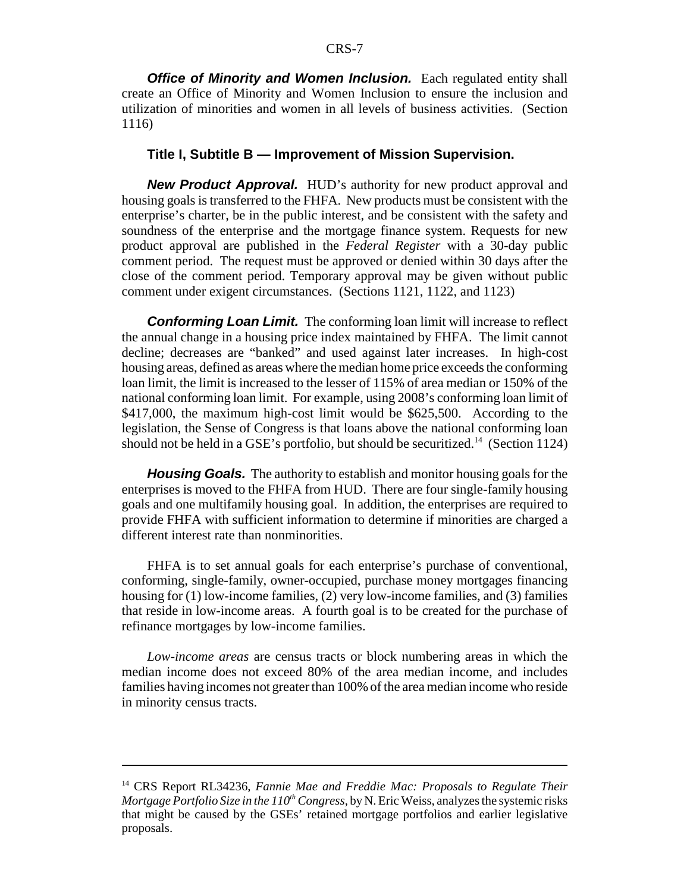***Office of Minority and Women Inclusion.*** Each regulated entity shall create an Office of Minority and Women Inclusion to ensure the inclusion and utilization of minorities and women in all levels of business activities. (Section 1116)

### Title I, Subtitle B — Improvement of Mission Supervision.

***New Product Approval.*** HUD's authority for new product approval and housing goals is transferred to the FHFA. New products must be consistent with the enterprise's charter, be in the public interest, and be consistent with the safety and soundness of the enterprise and the mortgage finance system. Requests for new product approval are published in the *Federal Register* with a 30-day public comment period. The request must be approved or denied within 30 days after the close of the comment period. Temporary approval may be given without public comment under exigent circumstances. (Sections 1121, 1122, and 1123)

***Conforming Loan Limit.*** The conforming loan limit will increase to reflect the annual change in a housing price index maintained by FHFA. The limit cannot decline; decreases are "banked" and used against later increases. In high-cost housing areas, defined as areas where the median home price exceeds the conforming loan limit, the limit is increased to the lesser of 115% of area median or 150% of the national conforming loan limit. For example, using 2008's conforming loan limit of $417,000, the maximum high-cost limit would be $625,500. According to the legislation, the Sense of Congress is that loans above the national conforming loan should not be held in a GSE's portfolio, but should be securitized.[14] (Section 1124)

***Housing Goals.*** The authority to establish and monitor housing goals for the enterprises is moved to the FHFA from HUD. There are four single-family housing goals and one multifamily housing goal. In addition, the enterprises are required to provide FHFA with sufficient information to determine if minorities are charged a different interest rate than nonminorities.

FHFA is to set annual goals for each enterprise's purchase of conventional, conforming, single-family, owner-occupied, purchase money mortgages financing housing for (1) low-income families, (2) very low-income families, and (3) families that reside in low-income areas. A fourth goal is to be created for the purchase of refinance mortgages by low-income families.

*Low-income areas* are census tracts or block numbering areas in which the median income does not exceed 80% of the area median income, and includes families having incomes not greater than 100% of the area median income who reside in minority census tracts.

---

[14] CRS Report RL34236, *Fannie Mae and Freddie Mac: Proposals to Regulate Their Mortgage Portfolio Size in the 110th Congress*, by N. Eric Weiss, analyzes the systemic risks that might be caused by the GSEs' retained mortgage portfolios and earlier legislative proposals.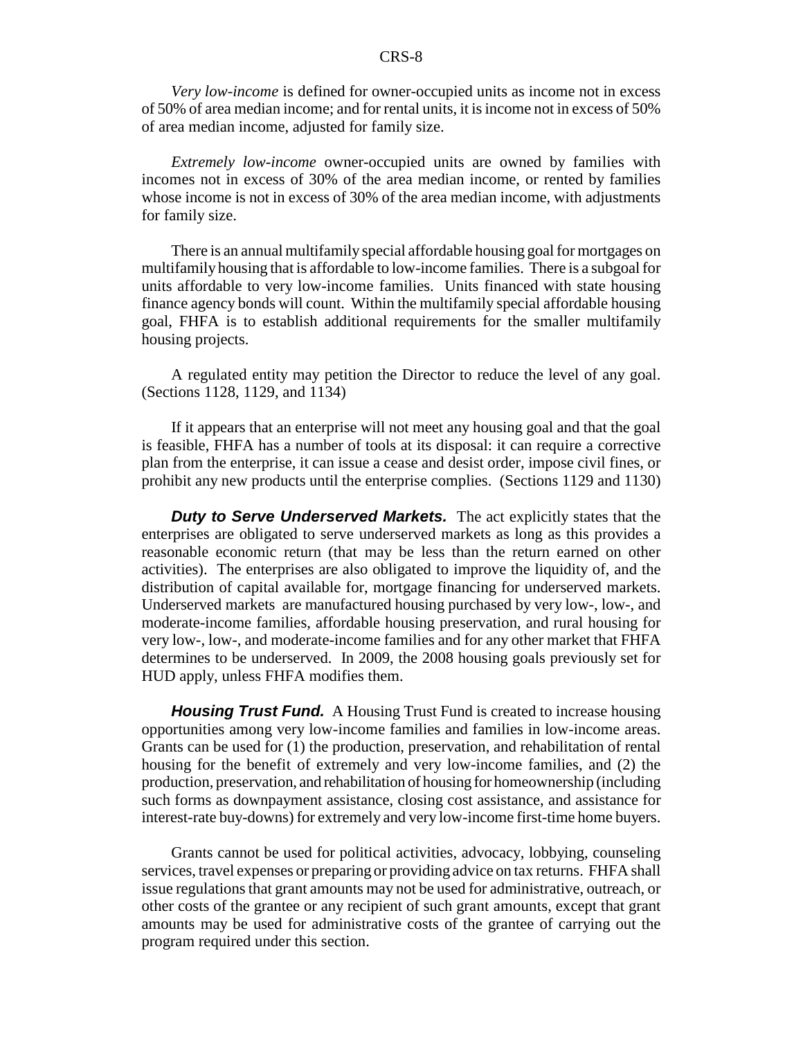*Very low-income* is defined for owner-occupied units as income not in excess of 50% of area median income; and for rental units, it is income not in excess of 50% of area median income, adjusted for family size.

*Extremely low-income* owner-occupied units are owned by families with incomes not in excess of 30% of the area median income, or rented by families whose income is not in excess of 30% of the area median income, with adjustments for family size.

There is an annual multifamily special affordable housing goal for mortgages on multifamily housing that is affordable to low-income families. There is a subgoal for units affordable to very low-income families. Units financed with state housing finance agency bonds will count. Within the multifamily special affordable housing goal, FHFA is to establish additional requirements for the smaller multifamily housing projects.

A regulated entity may petition the Director to reduce the level of any goal. (Sections 1128, 1129, and 1134)

If it appears that an enterprise will not meet any housing goal and that the goal is feasible, FHFA has a number of tools at its disposal: it can require a corrective plan from the enterprise, it can issue a cease and desist order, impose civil fines, or prohibit any new products until the enterprise complies. (Sections 1129 and 1130)

***Duty to Serve Underserved Markets.*** The act explicitly states that the enterprises are obligated to serve underserved markets as long as this provides a reasonable economic return (that may be less than the return earned on other activities). The enterprises are also obligated to improve the liquidity of, and the distribution of capital available for, mortgage financing for underserved markets. Underserved markets are manufactured housing purchased by very low-, low-, and moderate-income families, affordable housing preservation, and rural housing for very low-, low-, and moderate-income families and for any other market that FHFA determines to be underserved. In 2009, the 2008 housing goals previously set for HUD apply, unless FHFA modifies them.

***Housing Trust Fund.*** A Housing Trust Fund is created to increase housing opportunities among very low-income families and families in low-income areas. Grants can be used for (1) the production, preservation, and rehabilitation of rental housing for the benefit of extremely and very low-income families, and (2) the production, preservation, and rehabilitation of housing for homeownership (including such forms as downpayment assistance, closing cost assistance, and assistance for interest-rate buy-downs) for extremely and very low-income first-time home buyers.

Grants cannot be used for political activities, advocacy, lobbying, counseling services, travel expenses or preparing or providing advice on tax returns. FHFA shall issue regulations that grant amounts may not be used for administrative, outreach, or other costs of the grantee or any recipient of such grant amounts, except that grant amounts may be used for administrative costs of the grantee of carrying out the program required under this section.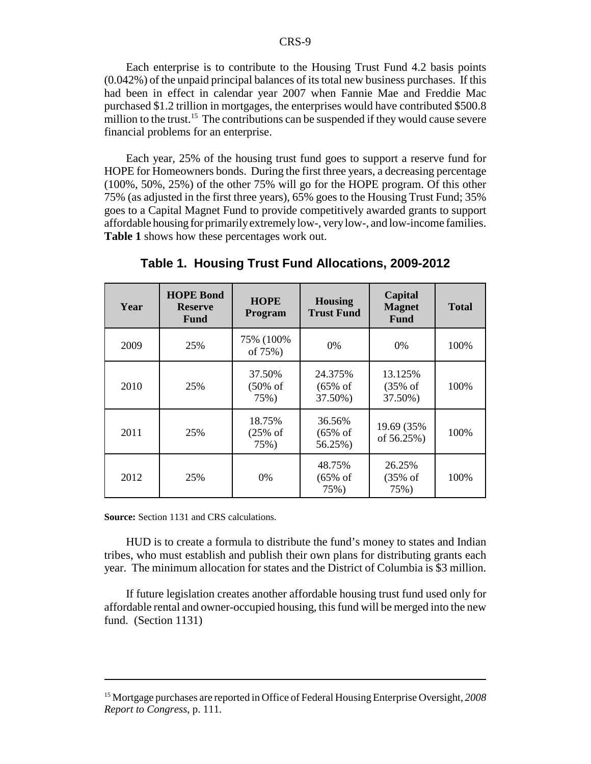Each enterprise is to contribute to the Housing Trust Fund 4.2 basis points (0.042%) of the unpaid principal balances of its total new business purchases. If this had been in effect in calendar year 2007 when Fannie Mae and Freddie Mac purchased $1.2 trillion in mortgages, the enterprises would have contributed $500.8 million to the trust.[15] The contributions can be suspended if they would cause severe financial problems for an enterprise.

Each year, 25% of the housing trust fund goes to support a reserve fund for HOPE for Homeowners bonds. During the first three years, a decreasing percentage (100%, 50%, 25%) of the other 75% will go for the HOPE program. Of this other 75% (as adjusted in the first three years), 65% goes to the Housing Trust Fund; 35% goes to a Capital Magnet Fund to provide competitively awarded grants to support affordable housing for primarily extremely low-, very low-, and low-income families. **Table 1** shows how these percentages work out.

**Table 1. Housing Trust Fund Allocations, 2009-2012**

| Year | HOPE Bond Reserve Fund | HOPE Program | Housing Trust Fund | Capital Magnet Fund | Total |
|---|---|---|---|---|---|
| 2009 | 25% | 75% (100% of 75%) | 0% | 0% | 100% |
| 2010 | 25% | 37.50% (50% of 75%) | 24.375% (65% of 37.50%) | 13.125% (35% of 37.50%) | 100% |
| 2011 | 25% | 18.75% (25% of 75%) | 36.56% (65% of 56.25%) | 19.69 (35% of 56.25%) | 100% |
| 2012 | 25% | 0% | 48.75% (65% of 75%) | 26.25% (35% of 75%) | 100% |

**Source:** Section 1131 and CRS calculations.

HUD is to create a formula to distribute the fund's money to states and Indian tribes, who must establish and publish their own plans for distributing grants each year. The minimum allocation for states and the District of Columbia is $3 million.

If future legislation creates another affordable housing trust fund used only for affordable rental and owner-occupied housing, this fund will be merged into the new fund. (Section 1131)

[15] Mortgage purchases are reported in Office of Federal Housing Enterprise Oversight, *2008 Report to Congress*, p. 111.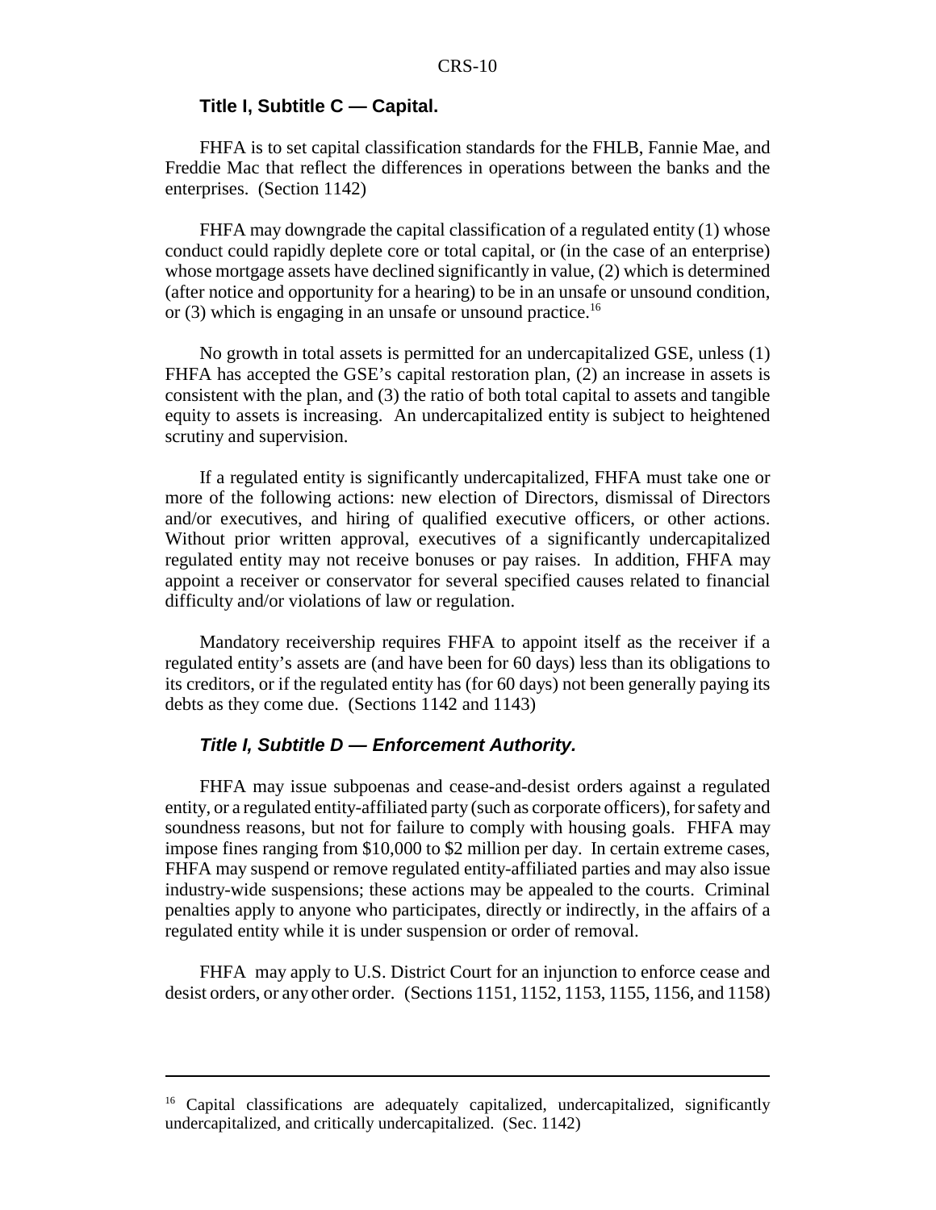### Title I, Subtitle C — Capital.

FHFA is to set capital classification standards for the FHLB, Fannie Mae, and Freddie Mac that reflect the differences in operations between the banks and the enterprises. (Section 1142)

FHFA may downgrade the capital classification of a regulated entity (1) whose conduct could rapidly deplete core or total capital, or (in the case of an enterprise) whose mortgage assets have declined significantly in value, (2) which is determined (after notice and opportunity for a hearing) to be in an unsafe or unsound condition, or (3) which is engaging in an unsafe or unsound practice.[16]

No growth in total assets is permitted for an undercapitalized GSE, unless (1) FHFA has accepted the GSE's capital restoration plan, (2) an increase in assets is consistent with the plan, and (3) the ratio of both total capital to assets and tangible equity to assets is increasing. An undercapitalized entity is subject to heightened scrutiny and supervision.

If a regulated entity is significantly undercapitalized, FHFA must take one or more of the following actions: new election of Directors, dismissal of Directors and/or executives, and hiring of qualified executive officers, or other actions. Without prior written approval, executives of a significantly undercapitalized regulated entity may not receive bonuses or pay raises. In addition, FHFA may appoint a receiver or conservator for several specified causes related to financial difficulty and/or violations of law or regulation.

Mandatory receivership requires FHFA to appoint itself as the receiver if a regulated entity's assets are (and have been for 60 days) less than its obligations to its creditors, or if the regulated entity has (for 60 days) not been generally paying its debts as they come due. (Sections 1142 and 1143)

### *Title I, Subtitle D — Enforcement Authority.*

FHFA may issue subpoenas and cease-and-desist orders against a regulated entity, or a regulated entity-affiliated party (such as corporate officers), for safety and soundness reasons, but not for failure to comply with housing goals. FHFA may impose fines ranging from \$10,000 to \$2 million per day. In certain extreme cases, FHFA may suspend or remove regulated entity-affiliated parties and may also issue industry-wide suspensions; these actions may be appealed to the courts. Criminal penalties apply to anyone who participates, directly or indirectly, in the affairs of a regulated entity while it is under suspension or order of removal.

FHFA may apply to U.S. District Court for an injunction to enforce cease and desist orders, or any other order. (Sections 1151, 1152, 1153, 1155, 1156, and 1158)

---

[16] Capital classifications are adequately capitalized, undercapitalized, significantly undercapitalized, and critically undercapitalized. (Sec. 1142)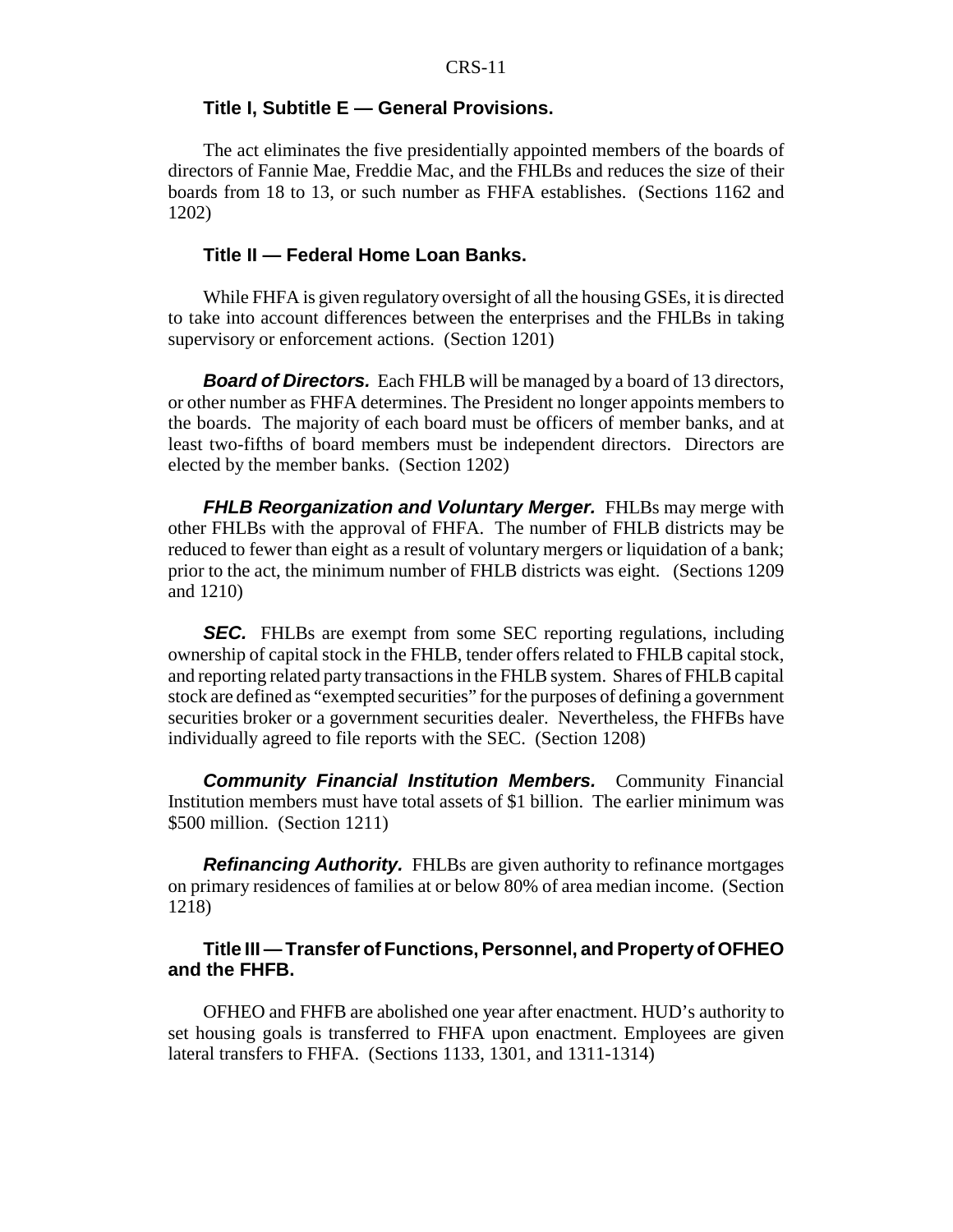### Title I, Subtitle E — General Provisions.

The act eliminates the five presidentially appointed members of the boards of directors of Fannie Mae, Freddie Mac, and the FHLBs and reduces the size of their boards from 18 to 13, or such number as FHFA establishes. (Sections 1162 and 1202)

### Title II — Federal Home Loan Banks.

While FHFA is given regulatory oversight of all the housing GSEs, it is directed to take into account differences between the enterprises and the FHLBs in taking supervisory or enforcement actions. (Section 1201)

***Board of Directors.*** Each FHLB will be managed by a board of 13 directors, or other number as FHFA determines. The President no longer appoints members to the boards. The majority of each board must be officers of member banks, and at least two-fifths of board members must be independent directors. Directors are elected by the member banks. (Section 1202)

***FHLB Reorganization and Voluntary Merger.*** FHLBs may merge with other FHLBs with the approval of FHFA. The number of FHLB districts may be reduced to fewer than eight as a result of voluntary mergers or liquidation of a bank; prior to the act, the minimum number of FHLB districts was eight. (Sections 1209 and 1210)

***SEC.*** FHLBs are exempt from some SEC reporting regulations, including ownership of capital stock in the FHLB, tender offers related to FHLB capital stock, and reporting related party transactions in the FHLB system. Shares of FHLB capital stock are defined as "exempted securities" for the purposes of defining a government securities broker or a government securities dealer. Nevertheless, the FHFBs have individually agreed to file reports with the SEC. (Section 1208)

***Community Financial Institution Members.*** Community Financial Institution members must have total assets of $1 billion. The earlier minimum was $500 million. (Section 1211)

***Refinancing Authority.*** FHLBs are given authority to refinance mortgages on primary residences of families at or below 80% of area median income. (Section 1218)

### Title III — Transfer of Functions, Personnel, and Property of OFHEO and the FHFB.

OFHEO and FHFB are abolished one year after enactment. HUD's authority to set housing goals is transferred to FHFA upon enactment. Employees are given lateral transfers to FHFA. (Sections 1133, 1301, and 1311-1314)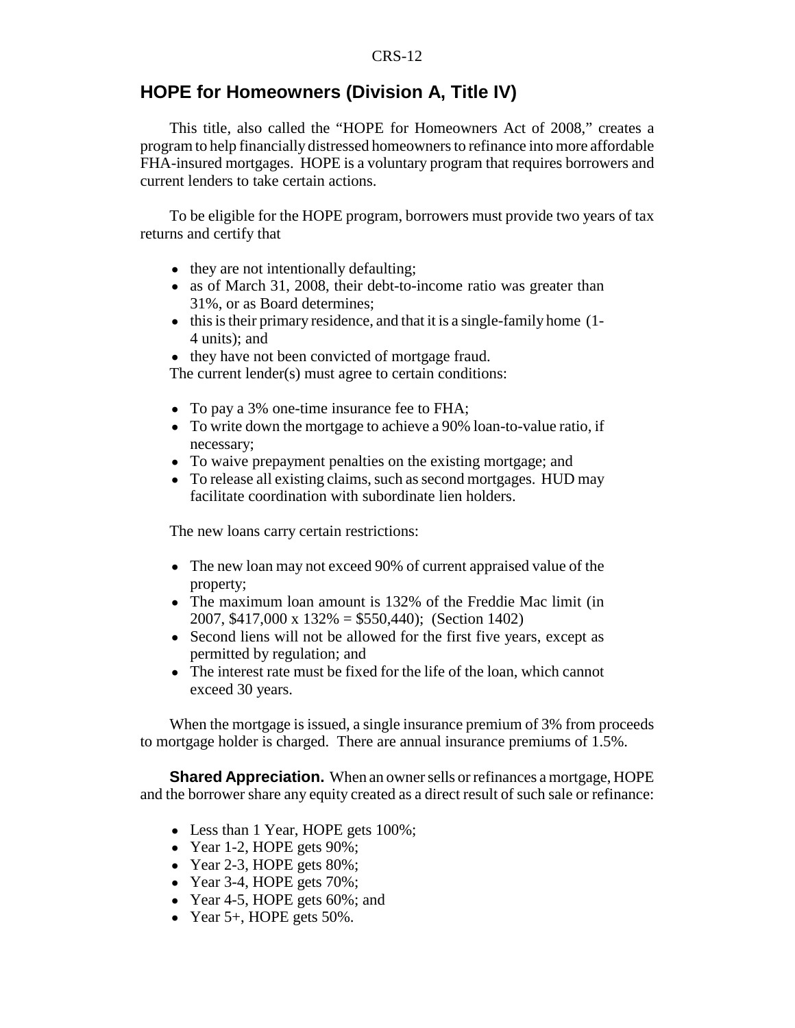## HOPE for Homeowners (Division A, Title IV)

This title, also called the "HOPE for Homeowners Act of 2008," creates a program to help financially distressed homeowners to refinance into more affordable FHA-insured mortgages. HOPE is a voluntary program that requires borrowers and current lenders to take certain actions.

To be eligible for the HOPE program, borrowers must provide two years of tax returns and certify that

- they are not intentionally defaulting;
- as of March 31, 2008, their debt-to-income ratio was greater than 31%, or as Board determines;
- this is their primary residence, and that it is a single-family home (1-4 units); and
- they have not been convicted of mortgage fraud.

The current lender(s) must agree to certain conditions:

- To pay a 3% one-time insurance fee to FHA;
- To write down the mortgage to achieve a 90% loan-to-value ratio, if necessary;
- To waive prepayment penalties on the existing mortgage; and
- To release all existing claims, such as second mortgages. HUD may facilitate coordination with subordinate lien holders.

The new loans carry certain restrictions:

- The new loan may not exceed 90% of current appraised value of the property;
- The maximum loan amount is 132% of the Freddie Mac limit (in 2007, $417,000 x 132% = $550,440); (Section 1402)
- Second liens will not be allowed for the first five years, except as permitted by regulation; and
- The interest rate must be fixed for the life of the loan, which cannot exceed 30 years.

When the mortgage is issued, a single insurance premium of 3% from proceeds to mortgage holder is charged. There are annual insurance premiums of 1.5%.

**Shared Appreciation.** When an owner sells or refinances a mortgage, HOPE and the borrower share any equity created as a direct result of such sale or refinance:

- Less than 1 Year, HOPE gets 100%;
- Year 1-2, HOPE gets 90%;
- Year 2-3, HOPE gets 80%;
- Year 3-4, HOPE gets 70%;
- Year 4-5, HOPE gets 60%; and
- Year 5+, HOPE gets 50%.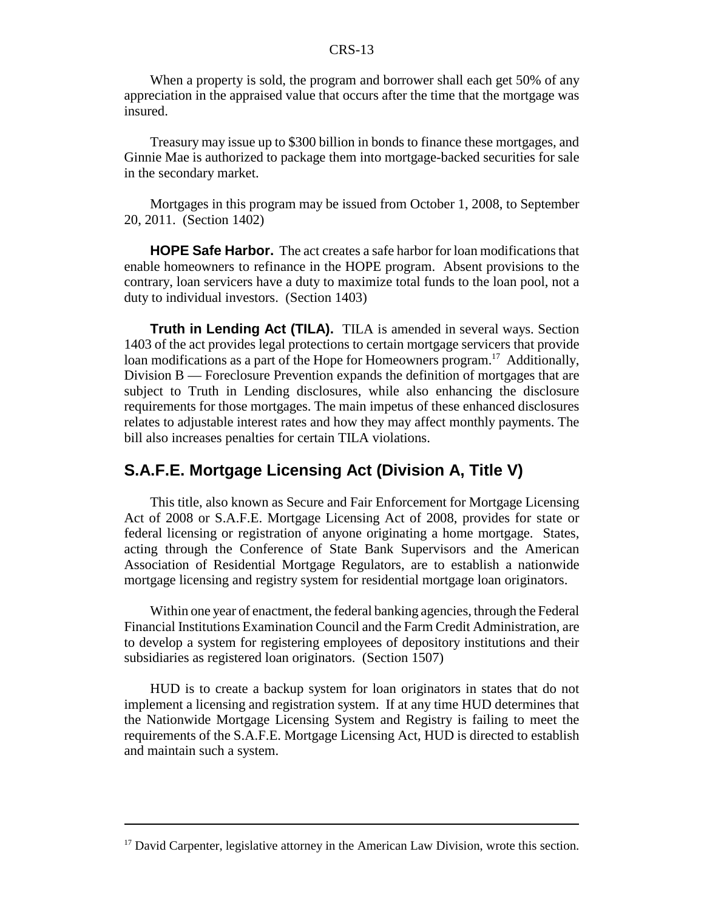When a property is sold, the program and borrower shall each get 50% of any appreciation in the appraised value that occurs after the time that the mortgage was insured.

Treasury may issue up to $300 billion in bonds to finance these mortgages, and Ginnie Mae is authorized to package them into mortgage-backed securities for sale in the secondary market.

Mortgages in this program may be issued from October 1, 2008, to September 20, 2011. (Section 1402)

**HOPE Safe Harbor.** The act creates a safe harbor for loan modifications that enable homeowners to refinance in the HOPE program. Absent provisions to the contrary, loan servicers have a duty to maximize total funds to the loan pool, not a duty to individual investors. (Section 1403)

**Truth in Lending Act (TILA).** TILA is amended in several ways. Section 1403 of the act provides legal protections to certain mortgage servicers that provide loan modifications as a part of the Hope for Homeowners program.[17] Additionally, Division B — Foreclosure Prevention expands the definition of mortgages that are subject to Truth in Lending disclosures, while also enhancing the disclosure requirements for those mortgages. The main impetus of these enhanced disclosures relates to adjustable interest rates and how they may affect monthly payments. The bill also increases penalties for certain TILA violations.

## S.A.F.E. Mortgage Licensing Act (Division A, Title V)

This title, also known as Secure and Fair Enforcement for Mortgage Licensing Act of 2008 or S.A.F.E. Mortgage Licensing Act of 2008, provides for state or federal licensing or registration of anyone originating a home mortgage. States, acting through the Conference of State Bank Supervisors and the American Association of Residential Mortgage Regulators, are to establish a nationwide mortgage licensing and registry system for residential mortgage loan originators.

Within one year of enactment, the federal banking agencies, through the Federal Financial Institutions Examination Council and the Farm Credit Administration, are to develop a system for registering employees of depository institutions and their subsidiaries as registered loan originators. (Section 1507)

HUD is to create a backup system for loan originators in states that do not implement a licensing and registration system. If at any time HUD determines that the Nationwide Mortgage Licensing System and Registry is failing to meet the requirements of the S.A.F.E. Mortgage Licensing Act, HUD is directed to establish and maintain such a system.

---

[17] David Carpenter, legislative attorney in the American Law Division, wrote this section.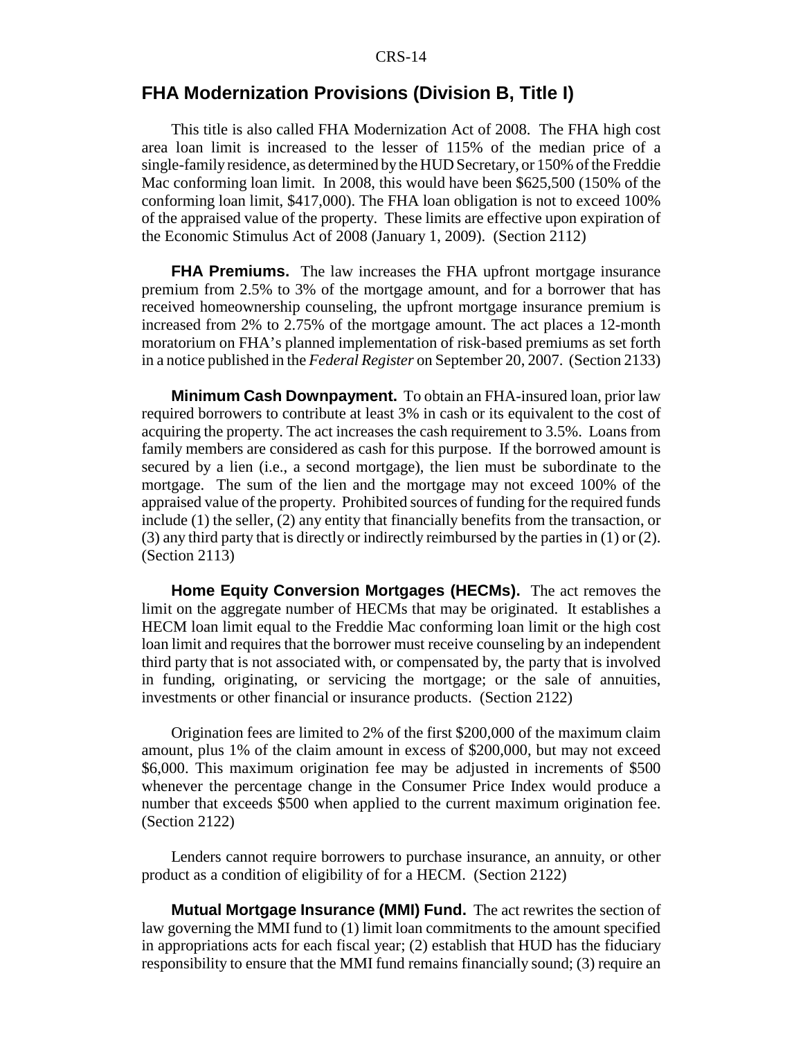## FHA Modernization Provisions (Division B, Title I)

This title is also called FHA Modernization Act of 2008. The FHA high cost area loan limit is increased to the lesser of 115% of the median price of a single-family residence, as determined by the HUD Secretary, or 150% of the Freddie Mac conforming loan limit. In 2008, this would have been $625,500 (150% of the conforming loan limit, $417,000). The FHA loan obligation is not to exceed 100% of the appraised value of the property. These limits are effective upon expiration of the Economic Stimulus Act of 2008 (January 1, 2009). (Section 2112)

**FHA Premiums.** The law increases the FHA upfront mortgage insurance premium from 2.5% to 3% of the mortgage amount, and for a borrower that has received homeownership counseling, the upfront mortgage insurance premium is increased from 2% to 2.75% of the mortgage amount. The act places a 12-month moratorium on FHA's planned implementation of risk-based premiums as set forth in a notice published in the *Federal Register* on September 20, 2007. (Section 2133)

**Minimum Cash Downpayment.** To obtain an FHA-insured loan, prior law required borrowers to contribute at least 3% in cash or its equivalent to the cost of acquiring the property. The act increases the cash requirement to 3.5%. Loans from family members are considered as cash for this purpose. If the borrowed amount is secured by a lien (i.e., a second mortgage), the lien must be subordinate to the mortgage. The sum of the lien and the mortgage may not exceed 100% of the appraised value of the property. Prohibited sources of funding for the required funds include (1) the seller, (2) any entity that financially benefits from the transaction, or (3) any third party that is directly or indirectly reimbursed by the parties in (1) or (2). (Section 2113)

**Home Equity Conversion Mortgages (HECMs).** The act removes the limit on the aggregate number of HECMs that may be originated. It establishes a HECM loan limit equal to the Freddie Mac conforming loan limit or the high cost loan limit and requires that the borrower must receive counseling by an independent third party that is not associated with, or compensated by, the party that is involved in funding, originating, or servicing the mortgage; or the sale of annuities, investments or other financial or insurance products. (Section 2122)

Origination fees are limited to 2% of the first $200,000 of the maximum claim amount, plus 1% of the claim amount in excess of $200,000, but may not exceed $6,000. This maximum origination fee may be adjusted in increments of $500 whenever the percentage change in the Consumer Price Index would produce a number that exceeds $500 when applied to the current maximum origination fee. (Section 2122)

Lenders cannot require borrowers to purchase insurance, an annuity, or other product as a condition of eligibility of for a HECM. (Section 2122)

**Mutual Mortgage Insurance (MMI) Fund.** The act rewrites the section of law governing the MMI fund to (1) limit loan commitments to the amount specified in appropriations acts for each fiscal year; (2) establish that HUD has the fiduciary responsibility to ensure that the MMI fund remains financially sound; (3) require an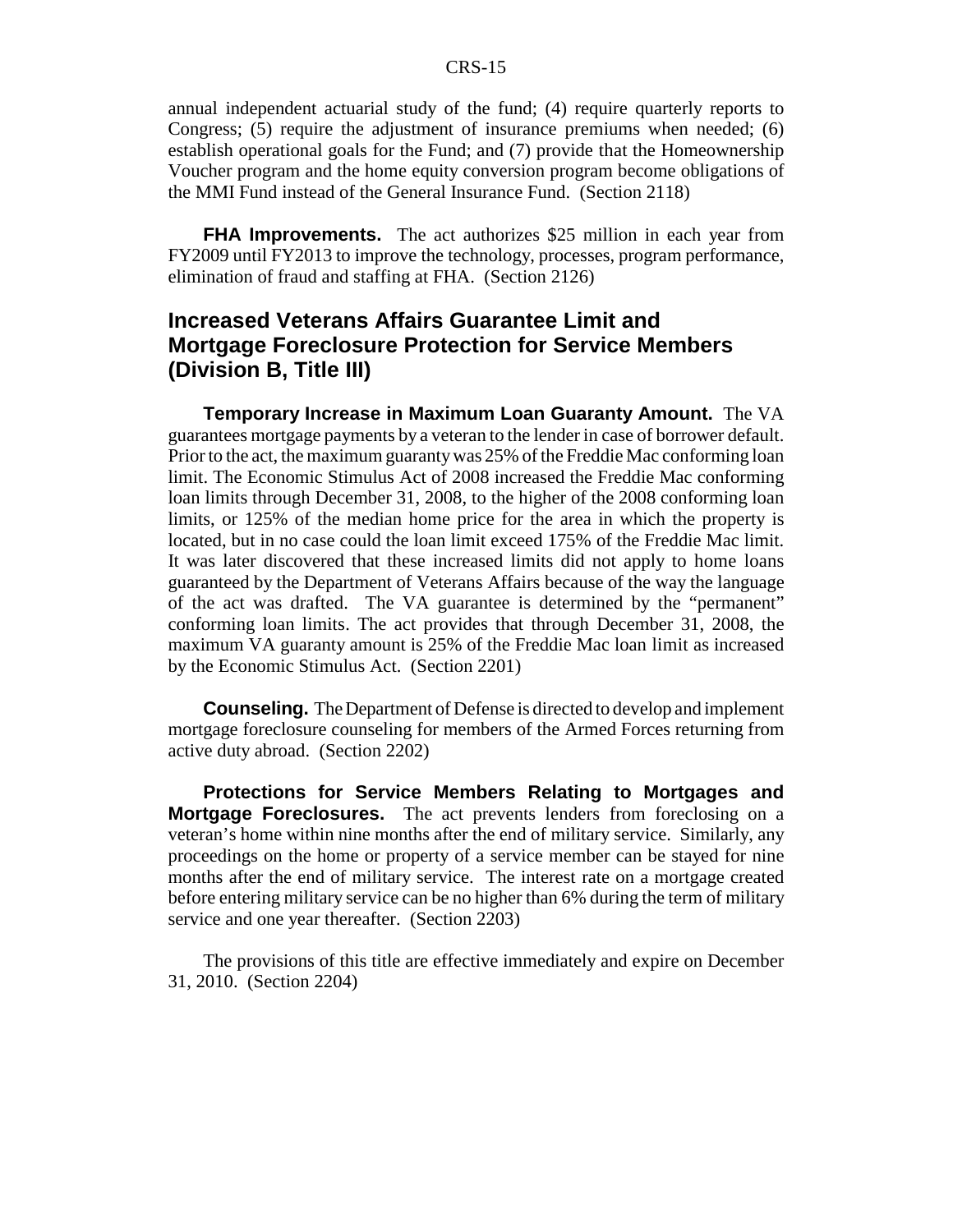annual independent actuarial study of the fund; (4) require quarterly reports to Congress; (5) require the adjustment of insurance premiums when needed; (6) establish operational goals for the Fund; and (7) provide that the Homeownership Voucher program and the home equity conversion program become obligations of the MMI Fund instead of the General Insurance Fund. (Section 2118)

**FHA Improvements.** The act authorizes $25 million in each year from FY2009 until FY2013 to improve the technology, processes, program performance, elimination of fraud and staffing at FHA. (Section 2126)

## Increased Veterans Affairs Guarantee Limit and Mortgage Foreclosure Protection for Service Members (Division B, Title III)

**Temporary Increase in Maximum Loan Guaranty Amount.** The VA guarantees mortgage payments by a veteran to the lender in case of borrower default. Prior to the act, the maximum guaranty was 25% of the Freddie Mac conforming loan limit. The Economic Stimulus Act of 2008 increased the Freddie Mac conforming loan limits through December 31, 2008, to the higher of the 2008 conforming loan limits, or 125% of the median home price for the area in which the property is located, but in no case could the loan limit exceed 175% of the Freddie Mac limit. It was later discovered that these increased limits did not apply to home loans guaranteed by the Department of Veterans Affairs because of the way the language of the act was drafted. The VA guarantee is determined by the "permanent" conforming loan limits. The act provides that through December 31, 2008, the maximum VA guaranty amount is 25% of the Freddie Mac loan limit as increased by the Economic Stimulus Act. (Section 2201)

**Counseling.** The Department of Defense is directed to develop and implement mortgage foreclosure counseling for members of the Armed Forces returning from active duty abroad. (Section 2202)

**Protections for Service Members Relating to Mortgages and Mortgage Foreclosures.** The act prevents lenders from foreclosing on a veteran's home within nine months after the end of military service. Similarly, any proceedings on the home or property of a service member can be stayed for nine months after the end of military service. The interest rate on a mortgage created before entering military service can be no higher than 6% during the term of military service and one year thereafter. (Section 2203)

The provisions of this title are effective immediately and expire on December 31, 2010. (Section 2204)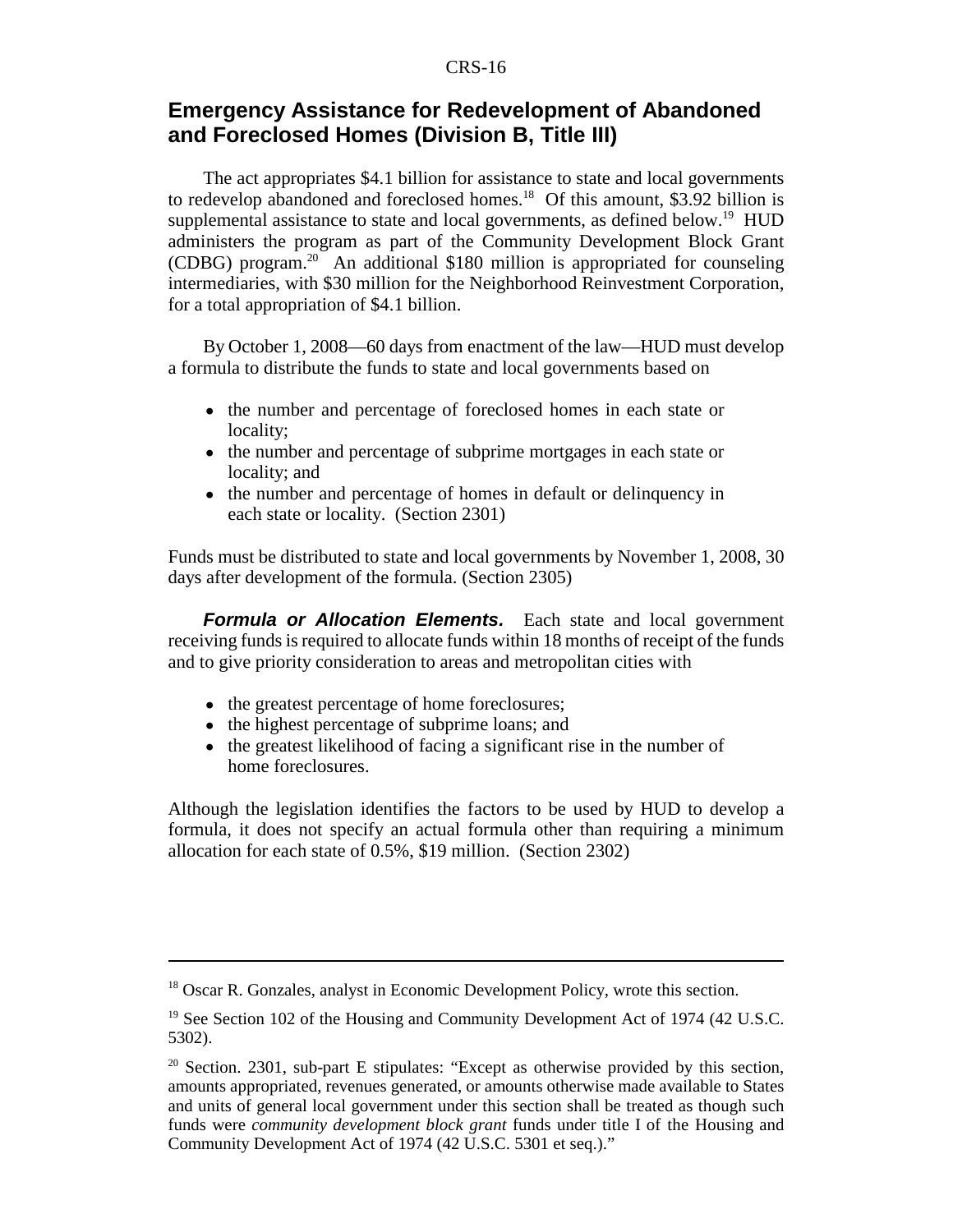## Emergency Assistance for Redevelopment of Abandoned and Foreclosed Homes (Division B, Title III)

The act appropriates \$4.1 billion for assistance to state and local governments to redevelop abandoned and foreclosed homes.[18] Of this amount, \$3.92 billion is supplemental assistance to state and local governments, as defined below.[19] HUD administers the program as part of the Community Development Block Grant (CDBG) program.[20] An additional \$180 million is appropriated for counseling intermediaries, with \$30 million for the Neighborhood Reinvestment Corporation, for a total appropriation of \$4.1 billion.

By October 1, 2008—60 days from enactment of the law—HUD must develop a formula to distribute the funds to state and local governments based on

- the number and percentage of foreclosed homes in each state or locality;
- the number and percentage of subprime mortgages in each state or locality; and
- the number and percentage of homes in default or delinquency in each state or locality. (Section 2301)

Funds must be distributed to state and local governments by November 1, 2008, 30 days after development of the formula. (Section 2305)

***Formula or Allocation Elements.*** Each state and local government receiving funds is required to allocate funds within 18 months of receipt of the funds and to give priority consideration to areas and metropolitan cities with

- the greatest percentage of home foreclosures;
- the highest percentage of subprime loans; and
- the greatest likelihood of facing a significant rise in the number of home foreclosures.

Although the legislation identifies the factors to be used by HUD to develop a formula, it does not specify an actual formula other than requiring a minimum allocation for each state of 0.5%, \$19 million. (Section 2302)

---

[18] Oscar R. Gonzales, analyst in Economic Development Policy, wrote this section.

[19] See Section 102 of the Housing and Community Development Act of 1974 (42 U.S.C. 5302).

[20] Section. 2301, sub-part E stipulates: "Except as otherwise provided by this section, amounts appropriated, revenues generated, or amounts otherwise made available to States and units of general local government under this section shall be treated as though such funds were *community development block grant* funds under title I of the Housing and Community Development Act of 1974 (42 U.S.C. 5301 et seq.)."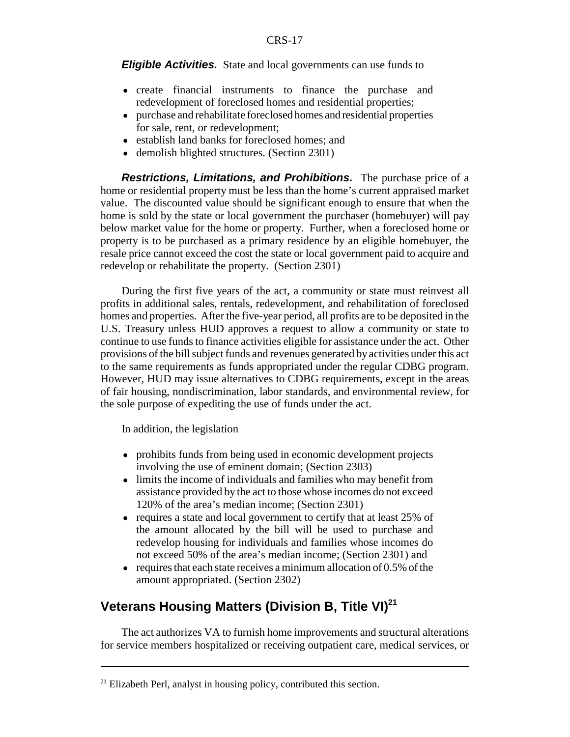***Eligible Activities.*** State and local governments can use funds to

- create financial instruments to finance the purchase and redevelopment of foreclosed homes and residential properties;
- purchase and rehabilitate foreclosed homes and residential properties for sale, rent, or redevelopment;
- establish land banks for foreclosed homes; and
- demolish blighted structures. (Section 2301)

***Restrictions, Limitations, and Prohibitions.*** The purchase price of a home or residential property must be less than the home's current appraised market value. The discounted value should be significant enough to ensure that when the home is sold by the state or local government the purchaser (homebuyer) will pay below market value for the home or property. Further, when a foreclosed home or property is to be purchased as a primary residence by an eligible homebuyer, the resale price cannot exceed the cost the state or local government paid to acquire and redevelop or rehabilitate the property. (Section 2301)

During the first five years of the act, a community or state must reinvest all profits in additional sales, rentals, redevelopment, and rehabilitation of foreclosed homes and properties. After the five-year period, all profits are to be deposited in the U.S. Treasury unless HUD approves a request to allow a community or state to continue to use funds to finance activities eligible for assistance under the act. Other provisions of the bill subject funds and revenues generated by activities under this act to the same requirements as funds appropriated under the regular CDBG program. However, HUD may issue alternatives to CDBG requirements, except in the areas of fair housing, nondiscrimination, labor standards, and environmental review, for the sole purpose of expediting the use of funds under the act.

In addition, the legislation

- prohibits funds from being used in economic development projects involving the use of eminent domain; (Section 2303)
- limits the income of individuals and families who may benefit from assistance provided by the act to those whose incomes do not exceed 120% of the area's median income; (Section 2301)
- requires a state and local government to certify that at least 25% of the amount allocated by the bill will be used to purchase and redevelop housing for individuals and families whose incomes do not exceed 50% of the area's median income; (Section 2301) and
- requires that each state receives a minimum allocation of 0.5% of the amount appropriated. (Section 2302)

## Veterans Housing Matters (Division B, Title VI)[21]

The act authorizes VA to furnish home improvements and structural alterations for service members hospitalized or receiving outpatient care, medical services, or

[21] Elizabeth Perl, analyst in housing policy, contributed this section.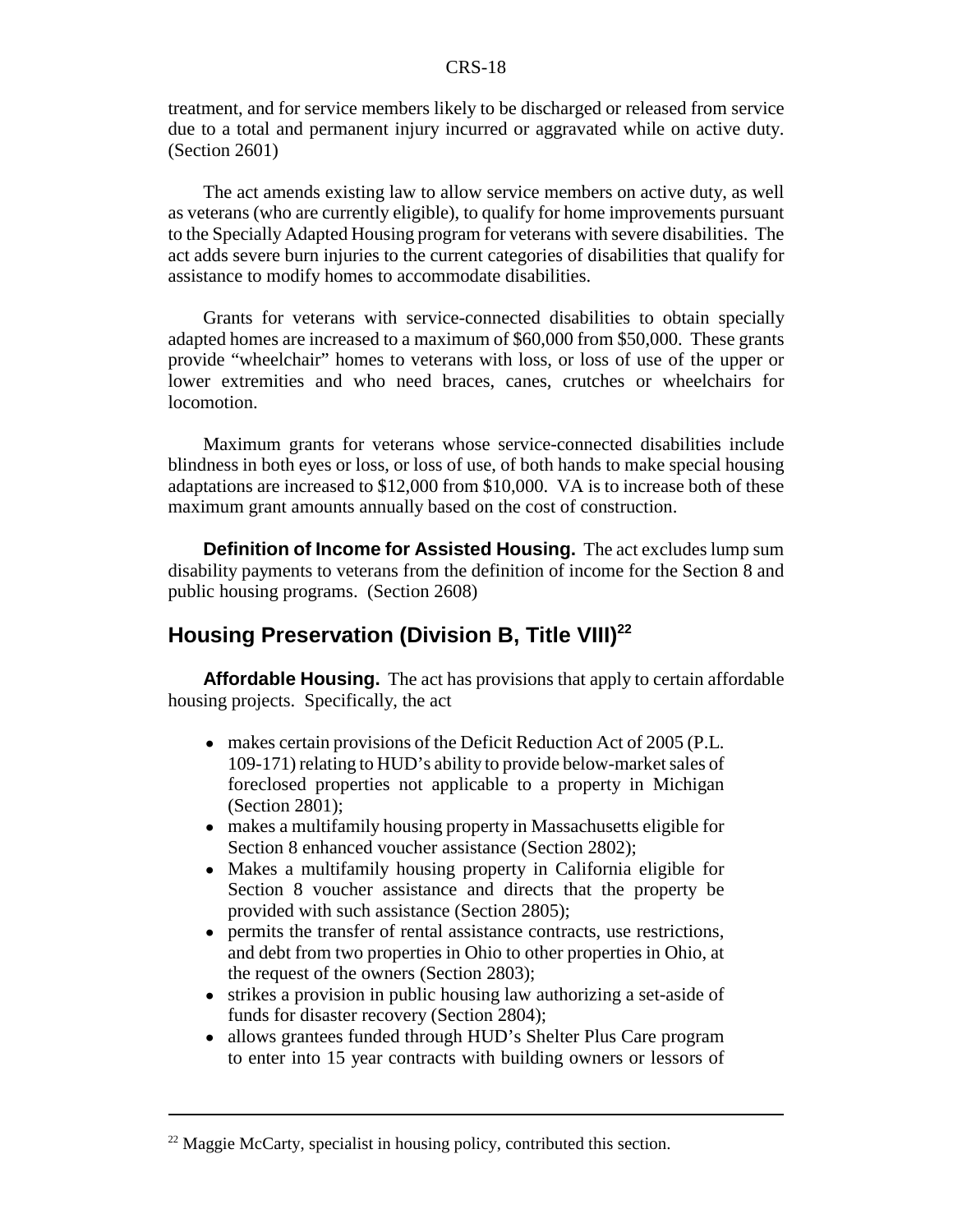treatment, and for service members likely to be discharged or released from service due to a total and permanent injury incurred or aggravated while on active duty. (Section 2601)

The act amends existing law to allow service members on active duty, as well as veterans (who are currently eligible), to qualify for home improvements pursuant to the Specially Adapted Housing program for veterans with severe disabilities. The act adds severe burn injuries to the current categories of disabilities that qualify for assistance to modify homes to accommodate disabilities.

Grants for veterans with service-connected disabilities to obtain specially adapted homes are increased to a maximum of $60,000 from $50,000. These grants provide "wheelchair" homes to veterans with loss, or loss of use of the upper or lower extremities and who need braces, canes, crutches or wheelchairs for locomotion.

Maximum grants for veterans whose service-connected disabilities include blindness in both eyes or loss, or loss of use, of both hands to make special housing adaptations are increased to $12,000 from $10,000. VA is to increase both of these maximum grant amounts annually based on the cost of construction.

**Definition of Income for Assisted Housing.** The act excludes lump sum disability payments to veterans from the definition of income for the Section 8 and public housing programs. (Section 2608)

## Housing Preservation (Division B, Title VIII)[22]

**Affordable Housing.** The act has provisions that apply to certain affordable housing projects. Specifically, the act

- makes certain provisions of the Deficit Reduction Act of 2005 (P.L. 109-171) relating to HUD's ability to provide below-market sales of foreclosed properties not applicable to a property in Michigan (Section 2801);
- makes a multifamily housing property in Massachusetts eligible for Section 8 enhanced voucher assistance (Section 2802);
- Makes a multifamily housing property in California eligible for Section 8 voucher assistance and directs that the property be provided with such assistance (Section 2805);
- permits the transfer of rental assistance contracts, use restrictions, and debt from two properties in Ohio to other properties in Ohio, at the request of the owners (Section 2803);
- strikes a provision in public housing law authorizing a set-aside of funds for disaster recovery (Section 2804);
- allows grantees funded through HUD's Shelter Plus Care program to enter into 15 year contracts with building owners or lessors of

[22] Maggie McCarty, specialist in housing policy, contributed this section.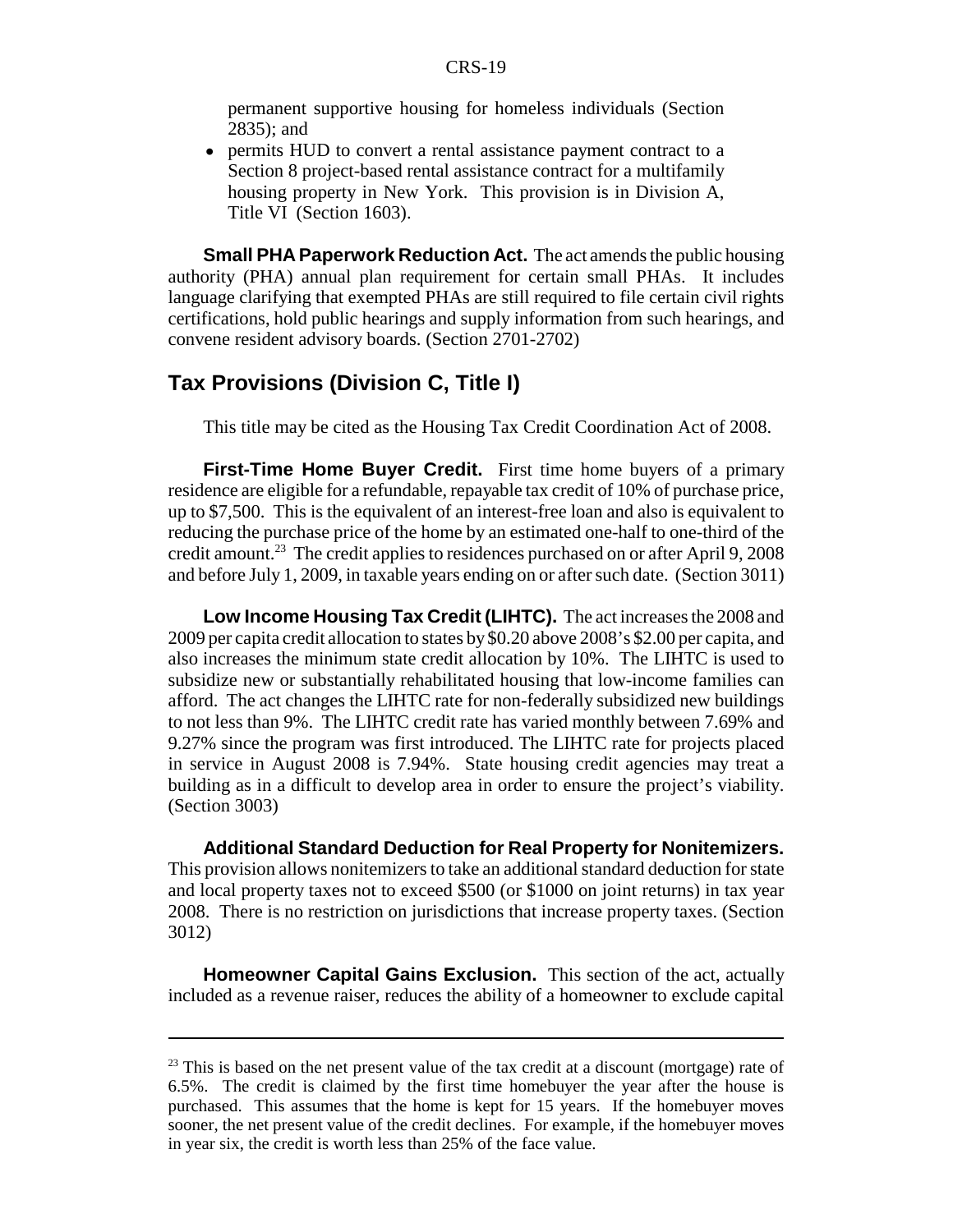permanent supportive housing for homeless individuals (Section 2835); and

- permits HUD to convert a rental assistance payment contract to a Section 8 project-based rental assistance contract for a multifamily housing property in New York. This provision is in Division A, Title VI (Section 1603).

**Small PHA Paperwork Reduction Act.** The act amends the public housing authority (PHA) annual plan requirement for certain small PHAs. It includes language clarifying that exempted PHAs are still required to file certain civil rights certifications, hold public hearings and supply information from such hearings, and convene resident advisory boards. (Section 2701-2702)

## Tax Provisions (Division C, Title I)

This title may be cited as the Housing Tax Credit Coordination Act of 2008.

**First-Time Home Buyer Credit.** First time home buyers of a primary residence are eligible for a refundable, repayable tax credit of 10% of purchase price, up to $7,500. This is the equivalent of an interest-free loan and also is equivalent to reducing the purchase price of the home by an estimated one-half to one-third of the credit amount.[23] The credit applies to residences purchased on or after April 9, 2008 and before July 1, 2009, in taxable years ending on or after such date. (Section 3011)

**Low Income Housing Tax Credit (LIHTC).** The act increases the 2008 and 2009 per capita credit allocation to states by $0.20 above 2008's $2.00 per capita, and also increases the minimum state credit allocation by 10%. The LIHTC is used to subsidize new or substantially rehabilitated housing that low-income families can afford. The act changes the LIHTC rate for non-federally subsidized new buildings to not less than 9%. The LIHTC credit rate has varied monthly between 7.69% and 9.27% since the program was first introduced. The LIHTC rate for projects placed in service in August 2008 is 7.94%. State housing credit agencies may treat a building as in a difficult to develop area in order to ensure the project's viability. (Section 3003)

**Additional Standard Deduction for Real Property for Nonitemizers.** This provision allows nonitemizers to take an additional standard deduction for state and local property taxes not to exceed $500 (or $1000 on joint returns) in tax year 2008. There is no restriction on jurisdictions that increase property taxes. (Section 3012)

**Homeowner Capital Gains Exclusion.** This section of the act, actually included as a revenue raiser, reduces the ability of a homeowner to exclude capital

---

[23] This is based on the net present value of the tax credit at a discount (mortgage) rate of 6.5%. The credit is claimed by the first time homebuyer the year after the house is purchased. This assumes that the home is kept for 15 years. If the homebuyer moves sooner, the net present value of the credit declines. For example, if the homebuyer moves in year six, the credit is worth less than 25% of the face value.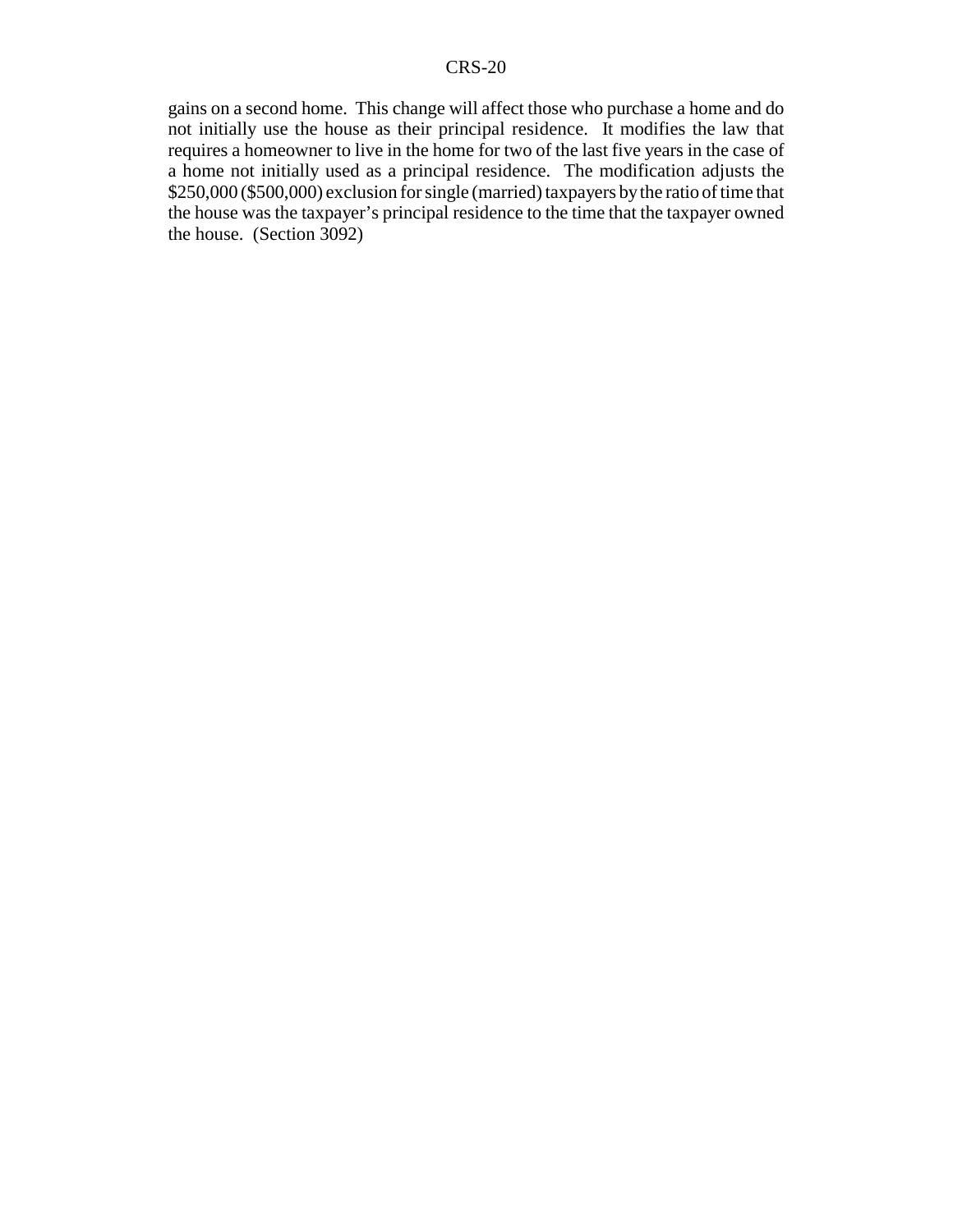gains on a second home. This change will affect those who purchase a home and do not initially use the house as their principal residence. It modifies the law that requires a homeowner to live in the home for two of the last five years in the case of a home not initially used as a principal residence. The modification adjusts the $250,000 ($500,000) exclusion for single (married) taxpayers by the ratio of time that the house was the taxpayer's principal residence to the time that the taxpayer owned the house. (Section 3092)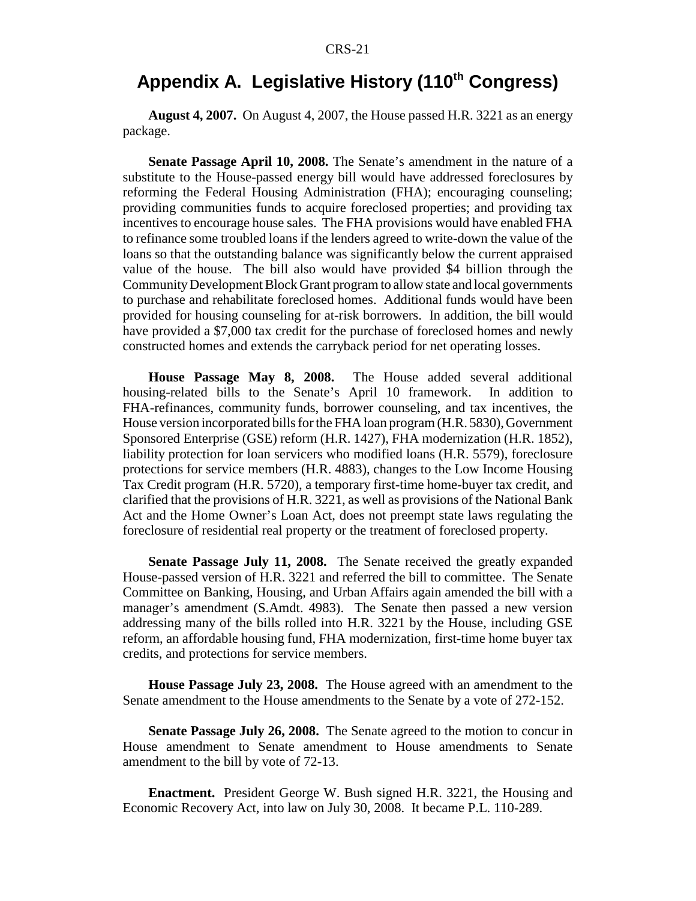# Appendix A. Legislative History (110th Congress)

**August 4, 2007.** On August 4, 2007, the House passed H.R. 3221 as an energy package.

**Senate Passage April 10, 2008.** The Senate's amendment in the nature of a substitute to the House-passed energy bill would have addressed foreclosures by reforming the Federal Housing Administration (FHA); encouraging counseling; providing communities funds to acquire foreclosed properties; and providing tax incentives to encourage house sales. The FHA provisions would have enabled FHA to refinance some troubled loans if the lenders agreed to write-down the value of the loans so that the outstanding balance was significantly below the current appraised value of the house. The bill also would have provided $4 billion through the Community Development Block Grant program to allow state and local governments to purchase and rehabilitate foreclosed homes. Additional funds would have been provided for housing counseling for at-risk borrowers. In addition, the bill would have provided a $7,000 tax credit for the purchase of foreclosed homes and newly constructed homes and extends the carryback period for net operating losses.

**House Passage May 8, 2008.** The House added several additional housing-related bills to the Senate's April 10 framework. In addition to FHA-refinances, community funds, borrower counseling, and tax incentives, the House version incorporated bills for the FHA loan program (H.R. 5830), Government Sponsored Enterprise (GSE) reform (H.R. 1427), FHA modernization (H.R. 1852), liability protection for loan servicers who modified loans (H.R. 5579), foreclosure protections for service members (H.R. 4883), changes to the Low Income Housing Tax Credit program (H.R. 5720), a temporary first-time home-buyer tax credit, and clarified that the provisions of H.R. 3221, as well as provisions of the National Bank Act and the Home Owner's Loan Act, does not preempt state laws regulating the foreclosure of residential real property or the treatment of foreclosed property.

**Senate Passage July 11, 2008.** The Senate received the greatly expanded House-passed version of H.R. 3221 and referred the bill to committee. The Senate Committee on Banking, Housing, and Urban Affairs again amended the bill with a manager's amendment (S.Amdt. 4983). The Senate then passed a new version addressing many of the bills rolled into H.R. 3221 by the House, including GSE reform, an affordable housing fund, FHA modernization, first-time home buyer tax credits, and protections for service members.

**House Passage July 23, 2008.** The House agreed with an amendment to the Senate amendment to the House amendments to the Senate by a vote of 272-152.

**Senate Passage July 26, 2008.** The Senate agreed to the motion to concur in House amendment to Senate amendment to House amendments to Senate amendment to the bill by vote of 72-13.

**Enactment.** President George W. Bush signed H.R. 3221, the Housing and Economic Recovery Act, into law on July 30, 2008. It became P.L. 110-289.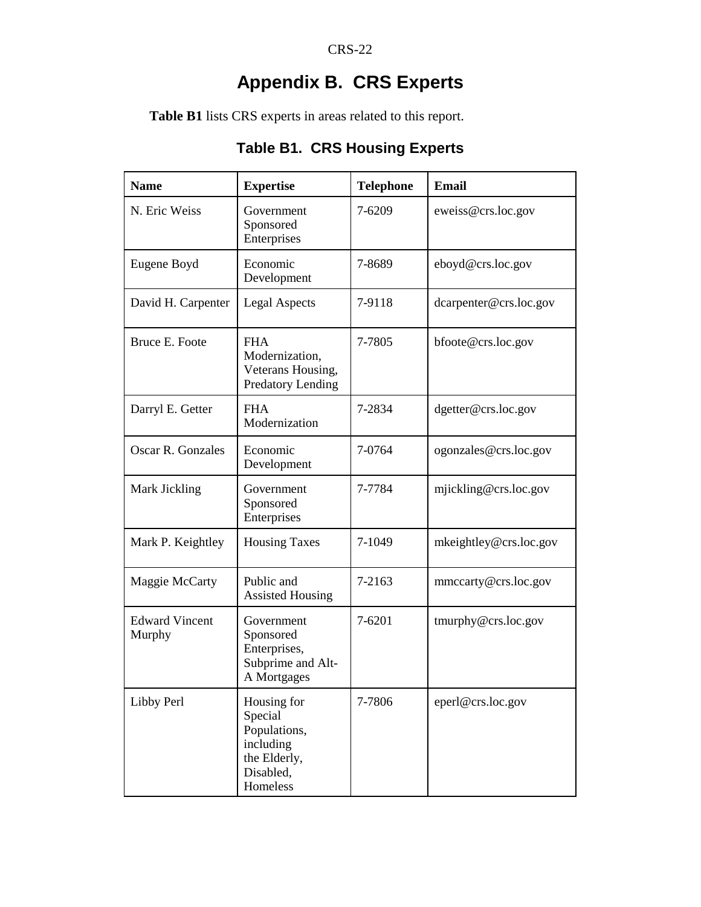# Appendix B. CRS Experts

**Table B1** lists CRS experts in areas related to this report.

## Table B1. CRS Housing Experts

| Name | Expertise | Telephone | Email |
|---|---|---|---|
| N. Eric Weiss | Government Sponsored Enterprises | 7-6209 | eweiss@crs.loc.gov |
| Eugene Boyd | Economic Development | 7-8689 | eboyd@crs.loc.gov |
| David H. Carpenter | Legal Aspects | 7-9118 | dcarpenter@crs.loc.gov |
| Bruce E. Foote | FHA Modernization, Veterans Housing, Predatory Lending | 7-7805 | bfoote@crs.loc.gov |
| Darryl E. Getter | FHA Modernization | 7-2834 | dgetter@crs.loc.gov |
| Oscar R. Gonzales | Economic Development | 7-0764 | ogonzales@crs.loc.gov |
| Mark Jickling | Government Sponsored Enterprises | 7-7784 | mjickling@crs.loc.gov |
| Mark P. Keightley | Housing Taxes | 7-1049 | mkeightley@crs.loc.gov |
| Maggie McCarty | Public and Assisted Housing | 7-2163 | mmccarty@crs.loc.gov |
| Edward Vincent Murphy | Government Sponsored Enterprises, Subprime and Alt-A Mortgages | 7-6201 | tmurphy@crs.loc.gov |
| Libby Perl | Housing for Special Populations, including the Elderly, Disabled, Homeless | 7-7806 | eperl@crs.loc.gov |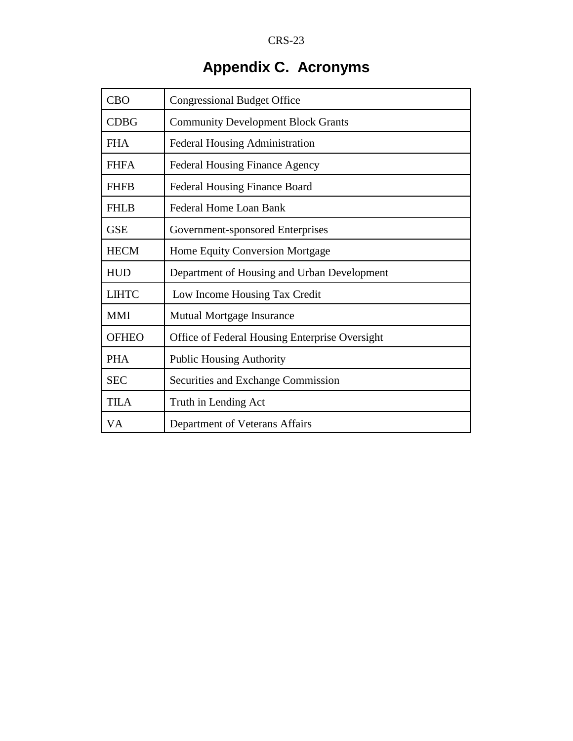# Appendix C. Acronyms

| | |
|---|---|
| CBO | Congressional Budget Office |
| CDBG | Community Development Block Grants |
| FHA | Federal Housing Administration |
| FHFA | Federal Housing Finance Agency |
| FHFB | Federal Housing Finance Board |
| FHLB | Federal Home Loan Bank |
| GSE | Government-sponsored Enterprises |
| HECM | Home Equity Conversion Mortgage |
| HUD | Department of Housing and Urban Development |
| LIHTC | Low Income Housing Tax Credit |
| MMI | Mutual Mortgage Insurance |
| OFHEO | Office of Federal Housing Enterprise Oversight |
| PHA | Public Housing Authority |
| SEC | Securities and Exchange Commission |
| TILA | Truth in Lending Act |
| VA | Department of Veterans Affairs |